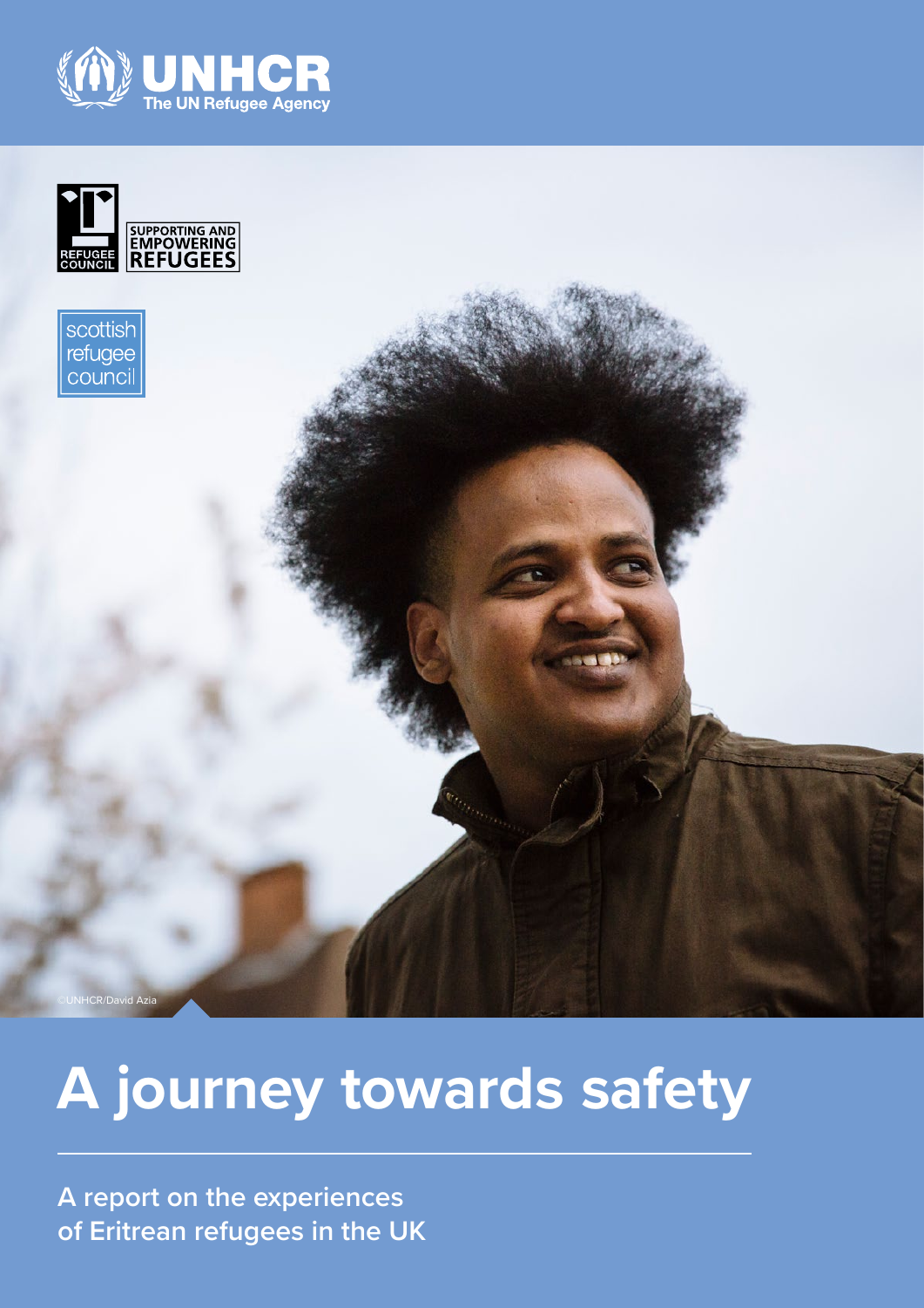UNHCR
The UN Refugee Agency

REFUGEE COUNCIL

SUPPORTING AND EMPOWERING REFUGEES

scottish refugee council

©UNHCR/David Azia

# A journey towards safety

## A report on the experiences of Eritrean refugees in the UK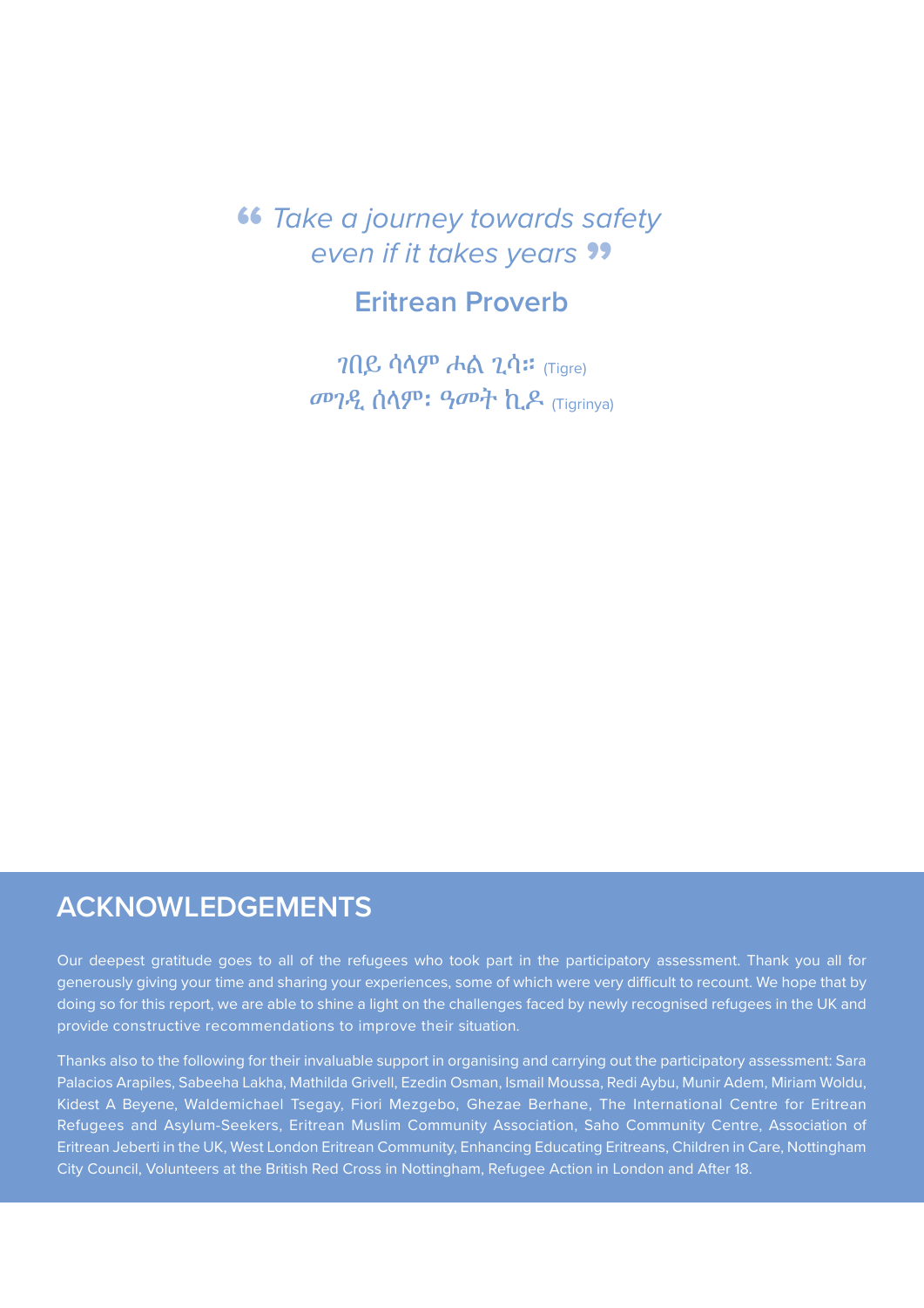> *“Take a journey towards safety even if it takes years”*
>
> **Eritrean Proverb**
>
> ገበይ ሳላም ሖል ጊሳ። (Tigre)
> መገዲ ሰላም፡ ዓመት ኪዶ (Tigrinya)

## ACKNOWLEDGEMENTS

Our deepest gratitude goes to all of the refugees who took part in the participatory assessment. Thank you all for generously giving your time and sharing your experiences, some of which were very difficult to recount. We hope that by doing so for this report, we are able to shine a light on the challenges faced by newly recognised refugees in the UK and provide constructive recommendations to improve their situation.

Thanks also to the following for their invaluable support in organising and carrying out the participatory assessment: Sara Palacios Arapiles, Sabeeha Lakha, Mathilda Grivell, Ezedin Osman, Ismail Moussa, Redi Aybu, Munir Adem, Miriam Woldu, Kidest A Beyene, Waldemichael Tsegay, Fiori Mezgebo, Ghezae Berhane, The International Centre for Eritrean Refugees and Asylum-Seekers, Eritrean Muslim Community Association, Saho Community Centre, Association of Eritrean Jeberti in the UK, West London Eritrean Community, Enhancing Educating Eritreans, Children in Care, Nottingham City Council, Volunteers at the British Red Cross in Nottingham, Refugee Action in London and After 18.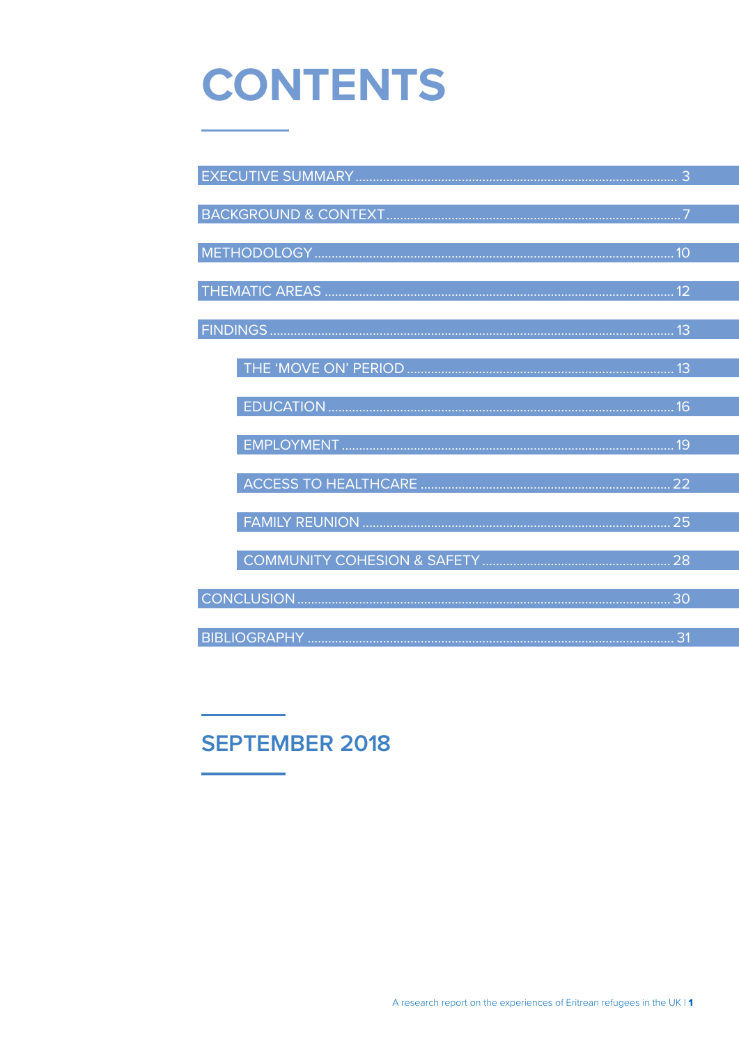# CONTENTS

- EXECUTIVE SUMMARY .......... 3
- BACKGROUND & CONTEXT .......... 7
- METHODOLOGY .......... 10
- THEMATIC AREAS .......... 12
- FINDINGS .......... 13
  - THE 'MOVE ON' PERIOD .......... 13
  - EDUCATION .......... 16
  - EMPLOYMENT .......... 19
  - ACCESS TO HEALTHCARE .......... 22
  - FAMILY REUNION .......... 25
  - COMMUNITY COHESION & SAFETY .......... 28
- CONCLUSION .......... 30
- BIBLIOGRAPHY .......... 31

## SEPTEMBER 2018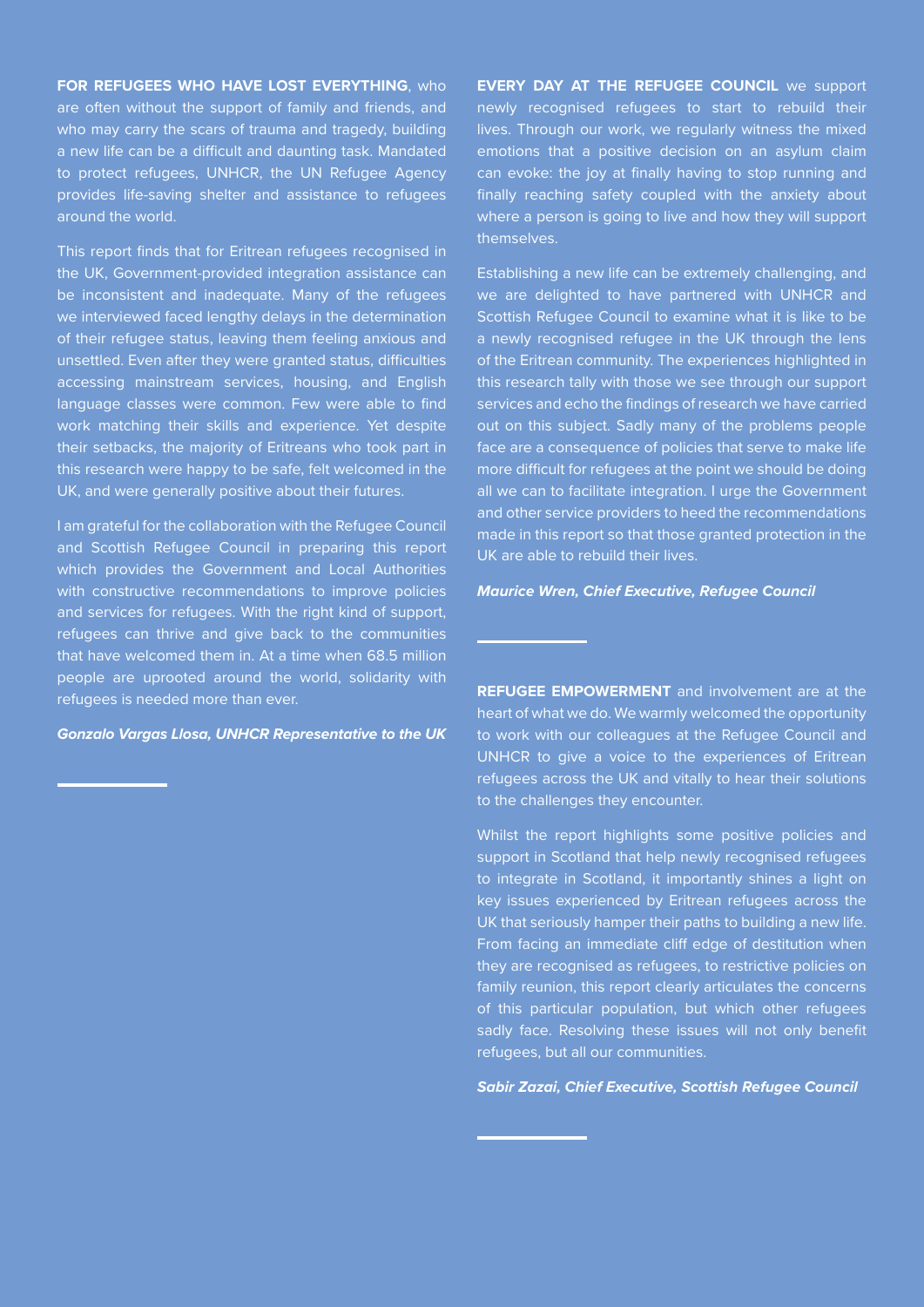**FOR REFUGEES WHO HAVE LOST EVERYTHING**, who are often without the support of family and friends, and who may carry the scars of trauma and tragedy, building a new life can be a difficult and daunting task. Mandated to protect refugees, UNHCR, the UN Refugee Agency provides life-saving shelter and assistance to refugees around the world.

This report finds that for Eritrean refugees recognised in the UK, Government-provided integration assistance can be inconsistent and inadequate. Many of the refugees we interviewed faced lengthy delays in the determination of their refugee status, leaving them feeling anxious and unsettled. Even after they were granted status, difficulties accessing mainstream services, housing, and English language classes were common. Few were able to find work matching their skills and experience. Yet despite their setbacks, the majority of Eritreans who took part in this research were happy to be safe, felt welcomed in the UK, and were generally positive about their futures.

I am grateful for the collaboration with the Refugee Council and Scottish Refugee Council in preparing this report which provides the Government and Local Authorities with constructive recommendations to improve policies and services for refugees. With the right kind of support, refugees can thrive and give back to the communities that have welcomed them in. At a time when 68.5 million people are uprooted around the world, solidarity with refugees is needed more than ever.

***Gonzalo Vargas Llosa, UNHCR Representative to the UK***

**EVERY DAY AT THE REFUGEE COUNCIL** we support newly recognised refugees to start to rebuild their lives. Through our work, we regularly witness the mixed emotions that a positive decision on an asylum claim can evoke: the joy at finally having to stop running and finally reaching safety coupled with the anxiety about where a person is going to live and how they will support themselves.

Establishing a new life can be extremely challenging, and we are delighted to have partnered with UNHCR and Scottish Refugee Council to examine what it is like to be a newly recognised refugee in the UK through the lens of the Eritrean community. The experiences highlighted in this research tally with those we see through our support services and echo the findings of research we have carried out on this subject. Sadly many of the problems people face are a consequence of policies that serve to make life more difficult for refugees at the point we should be doing all we can to facilitate integration. I urge the Government and other service providers to heed the recommendations made in this report so that those granted protection in the UK are able to rebuild their lives.

***Maurice Wren, Chief Executive, Refugee Council***

**REFUGEE EMPOWERMENT** and involvement are at the heart of what we do. We warmly welcomed the opportunity to work with our colleagues at the Refugee Council and UNHCR to give a voice to the experiences of Eritrean refugees across the UK and vitally to hear their solutions to the challenges they encounter.

Whilst the report highlights some positive policies and support in Scotland that help newly recognised refugees to integrate in Scotland, it importantly shines a light on key issues experienced by Eritrean refugees across the UK that seriously hamper their paths to building a new life. From facing an immediate cliff edge of destitution when they are recognised as refugees, to restrictive policies on family reunion, this report clearly articulates the concerns of this particular population, but which other refugees sadly face. Resolving these issues will not only benefit refugees, but all our communities.

***Sabir Zazai, Chief Executive, Scottish Refugee Council***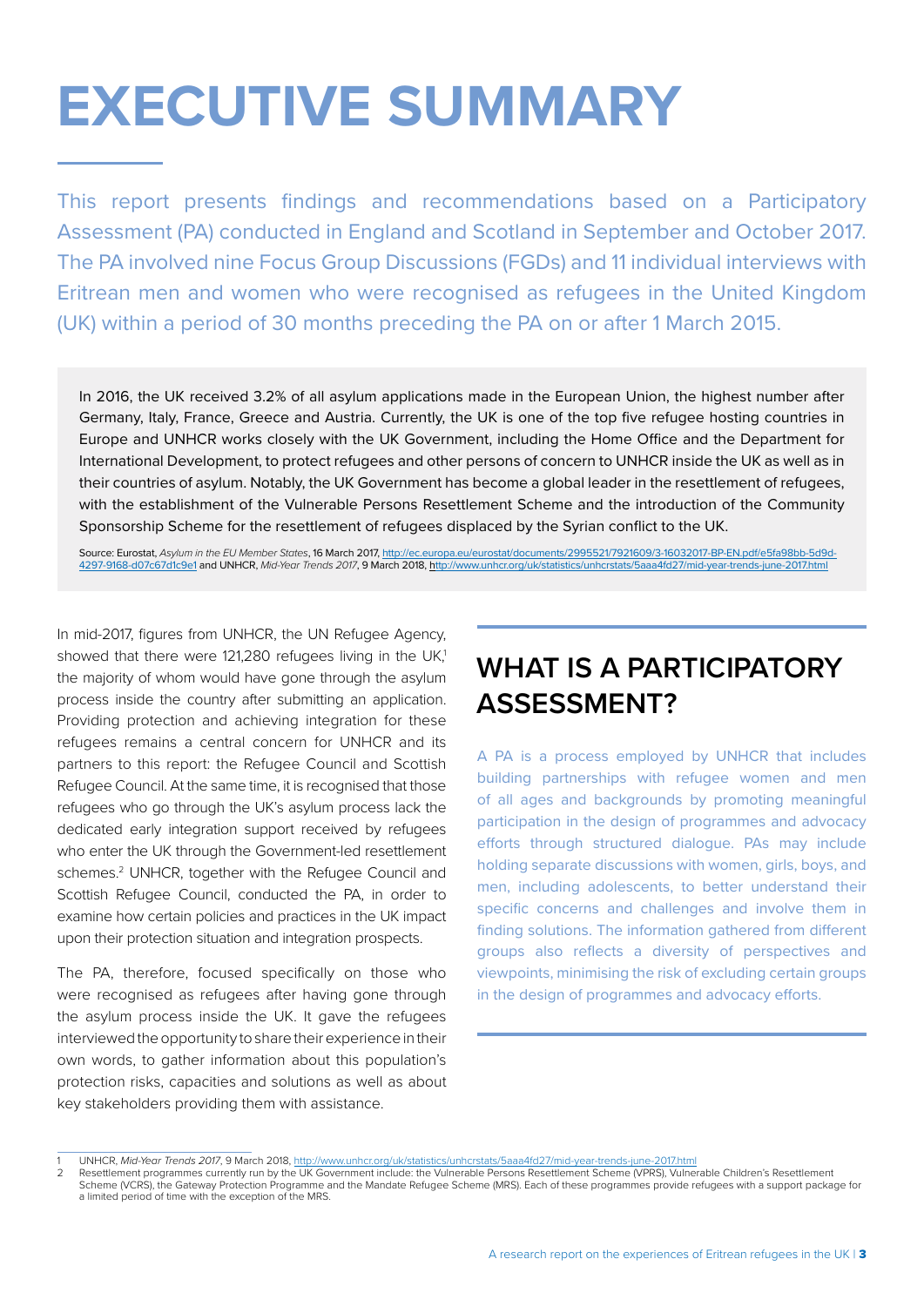# EXECUTIVE SUMMARY

This report presents findings and recommendations based on a Participatory Assessment (PA) conducted in England and Scotland in September and October 2017. The PA involved nine Focus Group Discussions (FGDs) and 11 individual interviews with Eritrean men and women who were recognised as refugees in the United Kingdom (UK) within a period of 30 months preceding the PA on or after 1 March 2015.

In 2016, the UK received 3.2% of all asylum applications made in the European Union, the highest number after Germany, Italy, France, Greece and Austria. Currently, the UK is one of the top five refugee hosting countries in Europe and UNHCR works closely with the UK Government, including the Home Office and the Department for International Development, to protect refugees and other persons of concern to UNHCR inside the UK as well as in their countries of asylum. Notably, the UK Government has become a global leader in the resettlement of refugees, with the establishment of the Vulnerable Persons Resettlement Scheme and the introduction of the Community Sponsorship Scheme for the resettlement of refugees displaced by the Syrian conflict to the UK.

Source: Eurostat, *Asylum in the EU Member States*, 16 March 2017, http://ec.europa.eu/eurostat/documents/2995521/7921609/3-16032017-BP-EN.pdf/e5fa98bb-5d9d-4297-9168-d07c67d1c9e1 and UNHCR, *Mid-Year Trends 2017*, 9 March 2018, http://www.unhcr.org/uk/statistics/unhcrstats/5aaa4fd27/mid-year-trends-june-2017.html

In mid-2017, figures from UNHCR, the UN Refugee Agency, showed that there were 121,280 refugees living in the UK,[1] the majority of whom would have gone through the asylum process inside the country after submitting an application. Providing protection and achieving integration for these refugees remains a central concern for UNHCR and its partners to this report: the Refugee Council and Scottish Refugee Council. At the same time, it is recognised that those refugees who go through the UK's asylum process lack the dedicated early integration support received by refugees who enter the UK through the Government-led resettlement schemes.[2] UNHCR, together with the Refugee Council and Scottish Refugee Council, conducted the PA, in order to examine how certain policies and practices in the UK impact upon their protection situation and integration prospects.

The PA, therefore, focused specifically on those who were recognised as refugees after having gone through the asylum process inside the UK. It gave the refugees interviewed the opportunity to share their experience in their own words, to gather information about this population's protection risks, capacities and solutions as well as about key stakeholders providing them with assistance.

## WHAT IS A PARTICIPATORY ASSESSMENT?

A PA is a process employed by UNHCR that includes building partnerships with refugee women and men of all ages and backgrounds by promoting meaningful participation in the design of programmes and advocacy efforts through structured dialogue. PAs may include holding separate discussions with women, girls, boys, and men, including adolescents, to better understand their specific concerns and challenges and involve them in finding solutions. The information gathered from different groups also reflects a diversity of perspectives and viewpoints, minimising the risk of excluding certain groups in the design of programmes and advocacy efforts.

---

1 UNHCR, *Mid-Year Trends 2017*, 9 March 2018, http://www.unhcr.org/uk/statistics/unhcrstats/5aaa4fd27/mid-year-trends-june-2017.html

2 Resettlement programmes currently run by the UK Government include: the Vulnerable Persons Resettlement Scheme (VPRS), Vulnerable Children's Resettlement Scheme (VCRS), the Gateway Protection Programme and the Mandate Refugee Scheme (MRS). Each of these programmes provide refugees with a support package for a limited period of time with the exception of the MRS.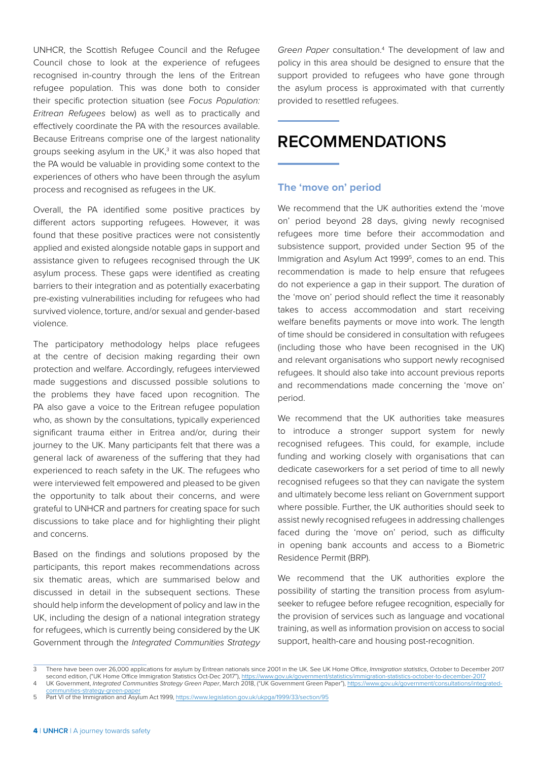UNHCR, the Scottish Refugee Council and the Refugee Council chose to look at the experience of refugees recognised in-country through the lens of the Eritrean refugee population. This was done both to consider their specific protection situation (see *Focus Population: Eritrean Refugees* below) as well as to practically and effectively coordinate the PA with the resources available. Because Eritreans comprise one of the largest nationality groups seeking asylum in the UK,[3] it was also hoped that the PA would be valuable in providing some context to the experiences of others who have been through the asylum process and recognised as refugees in the UK.

Overall, the PA identified some positive practices by different actors supporting refugees. However, it was found that these positive practices were not consistently applied and existed alongside notable gaps in support and assistance given to refugees recognised through the UK asylum process. These gaps were identified as creating barriers to their integration and as potentially exacerbating pre-existing vulnerabilities including for refugees who had survived violence, torture, and/or sexual and gender-based violence.

The participatory methodology helps place refugees at the centre of decision making regarding their own protection and welfare. Accordingly, refugees interviewed made suggestions and discussed possible solutions to the problems they have faced upon recognition. The PA also gave a voice to the Eritrean refugee population who, as shown by the consultations, typically experienced significant trauma either in Eritrea and/or, during their journey to the UK. Many participants felt that there was a general lack of awareness of the suffering that they had experienced to reach safety in the UK. The refugees who were interviewed felt empowered and pleased to be given the opportunity to talk about their concerns, and were grateful to UNHCR and partners for creating space for such discussions to take place and for highlighting their plight and concerns.

Based on the findings and solutions proposed by the participants, this report makes recommendations across six thematic areas, which are summarised below and discussed in detail in the subsequent sections. These should help inform the development of policy and law in the UK, including the design of a national integration strategy for refugees, which is currently being considered by the UK Government through the *Integrated Communities Strategy Green Paper* consultation.[4] The development of law and policy in this area should be designed to ensure that the support provided to refugees who have gone through the asylum process is approximated with that currently provided to resettled refugees.

# RECOMMENDATIONS

### The 'move on' period

We recommend that the UK authorities extend the 'move on' period beyond 28 days, giving newly recognised refugees more time before their accommodation and subsistence support, provided under Section 95 of the Immigration and Asylum Act 1999[5], comes to an end. This recommendation is made to help ensure that refugees do not experience a gap in their support. The duration of the 'move on' period should reflect the time it reasonably takes to access accommodation and start receiving welfare benefits payments or move into work. The length of time should be considered in consultation with refugees (including those who have been recognised in the UK) and relevant organisations who support newly recognised refugees. It should also take into account previous reports and recommendations made concerning the 'move on' period.

We recommend that the UK authorities take measures to introduce a stronger support system for newly recognised refugees. This could, for example, include funding and working closely with organisations that can dedicate caseworkers for a set period of time to all newly recognised refugees so that they can navigate the system and ultimately become less reliant on Government support where possible. Further, the UK authorities should seek to assist newly recognised refugees in addressing challenges faced during the 'move on' period, such as difficulty in opening bank accounts and access to a Biometric Residence Permit (BRP).

We recommend that the UK authorities explore the possibility of starting the transition process from asylum-seeker to refugee before refugee recognition, especially for the provision of services such as language and vocational training, as well as information provision on access to social support, health-care and housing post-recognition.

---

3 There have been over 26,000 applications for asylum by Eritrean nationals since 2001 in the UK. See UK Home Office, *Immigration statistics*, October to December 2017 second edition, ("UK Home Office Immigration Statistics Oct-Dec 2017"), https://www.gov.uk/government/statistics/immigration-statistics-october-to-december-2017

4 UK Government, *Integrated Communities Strategy Green Paper*, March 2018, ("UK Government Green Paper"), https://www.gov.uk/government/consultations/integrated-communities-strategy-green-paper

5 Part VI of the Immigration and Asylum Act 1999, https://www.legislation.gov.uk/ukpga/1999/33/section/95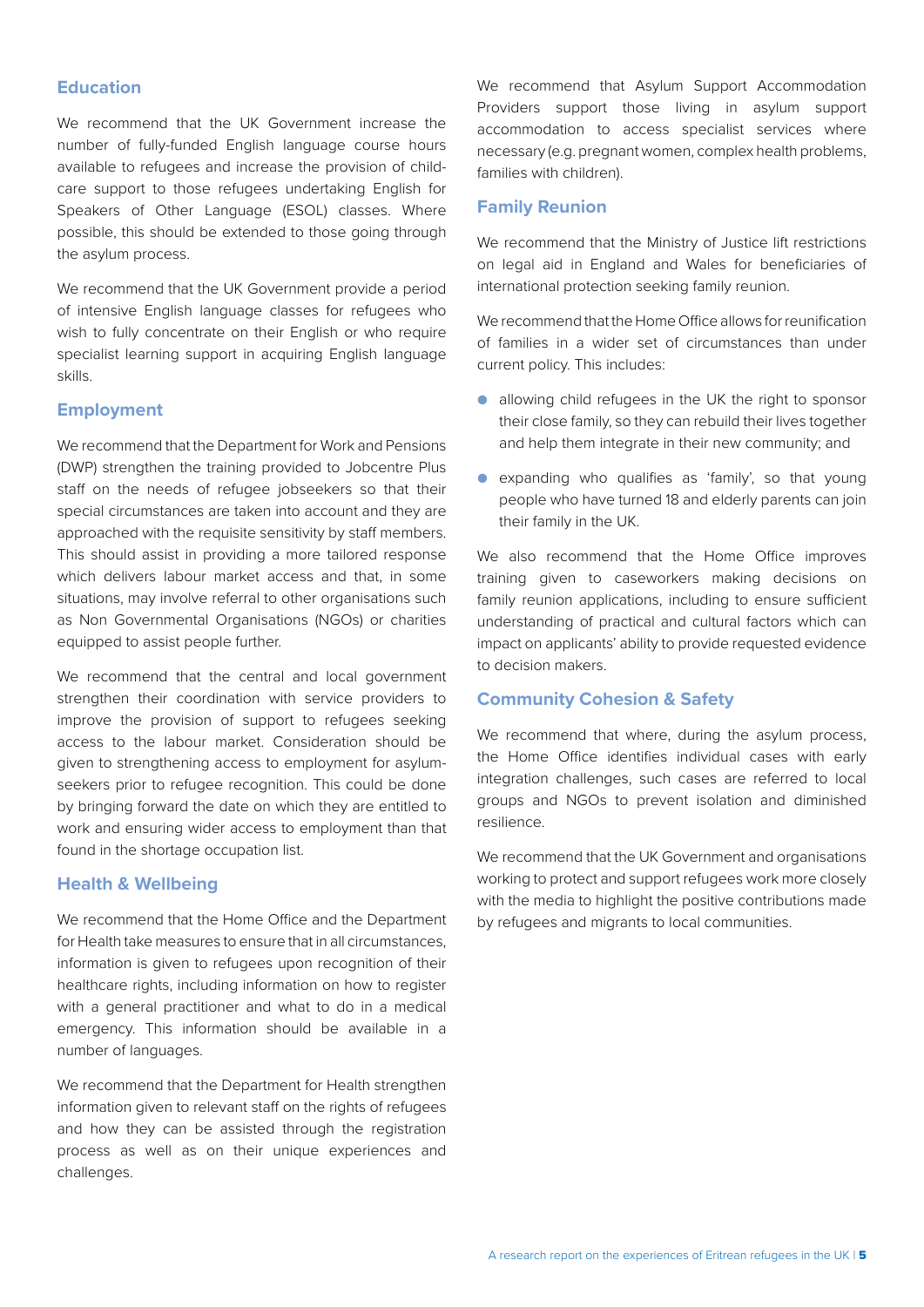## Education

We recommend that the UK Government increase the number of fully-funded English language course hours available to refugees and increase the provision of child-care support to those refugees undertaking English for Speakers of Other Language (ESOL) classes. Where possible, this should be extended to those going through the asylum process.

We recommend that the UK Government provide a period of intensive English language classes for refugees who wish to fully concentrate on their English or who require specialist learning support in acquiring English language skills.

## Employment

We recommend that the Department for Work and Pensions (DWP) strengthen the training provided to Jobcentre Plus staff on the needs of refugee jobseekers so that their special circumstances are taken into account and they are approached with the requisite sensitivity by staff members. This should assist in providing a more tailored response which delivers labour market access and that, in some situations, may involve referral to other organisations such as Non Governmental Organisations (NGOs) or charities equipped to assist people further.

We recommend that the central and local government strengthen their coordination with service providers to improve the provision of support to refugees seeking access to the labour market. Consideration should be given to strengthening access to employment for asylum-seekers prior to refugee recognition. This could be done by bringing forward the date on which they are entitled to work and ensuring wider access to employment than that found in the shortage occupation list.

## Health & Wellbeing

We recommend that the Home Office and the Department for Health take measures to ensure that in all circumstances, information is given to refugees upon recognition of their healthcare rights, including information on how to register with a general practitioner and what to do in a medical emergency. This information should be available in a number of languages.

We recommend that the Department for Health strengthen information given to relevant staff on the rights of refugees and how they can be assisted through the registration process as well as on their unique experiences and challenges.

We recommend that Asylum Support Accommodation Providers support those living in asylum support accommodation to access specialist services where necessary (e.g. pregnant women, complex health problems, families with children).

## Family Reunion

We recommend that the Ministry of Justice lift restrictions on legal aid in England and Wales for beneficiaries of international protection seeking family reunion.

We recommend that the Home Office allows for reunification of families in a wider set of circumstances than under current policy. This includes:

- allowing child refugees in the UK the right to sponsor their close family, so they can rebuild their lives together and help them integrate in their new community; and
- expanding who qualifies as 'family', so that young people who have turned 18 and elderly parents can join their family in the UK.

We also recommend that the Home Office improves training given to caseworkers making decisions on family reunion applications, including to ensure sufficient understanding of practical and cultural factors which can impact on applicants' ability to provide requested evidence to decision makers.

## Community Cohesion & Safety

We recommend that where, during the asylum process, the Home Office identifies individual cases with early integration challenges, such cases are referred to local groups and NGOs to prevent isolation and diminished resilience.

We recommend that the UK Government and organisations working to protect and support refugees work more closely with the media to highlight the positive contributions made by refugees and migrants to local communities.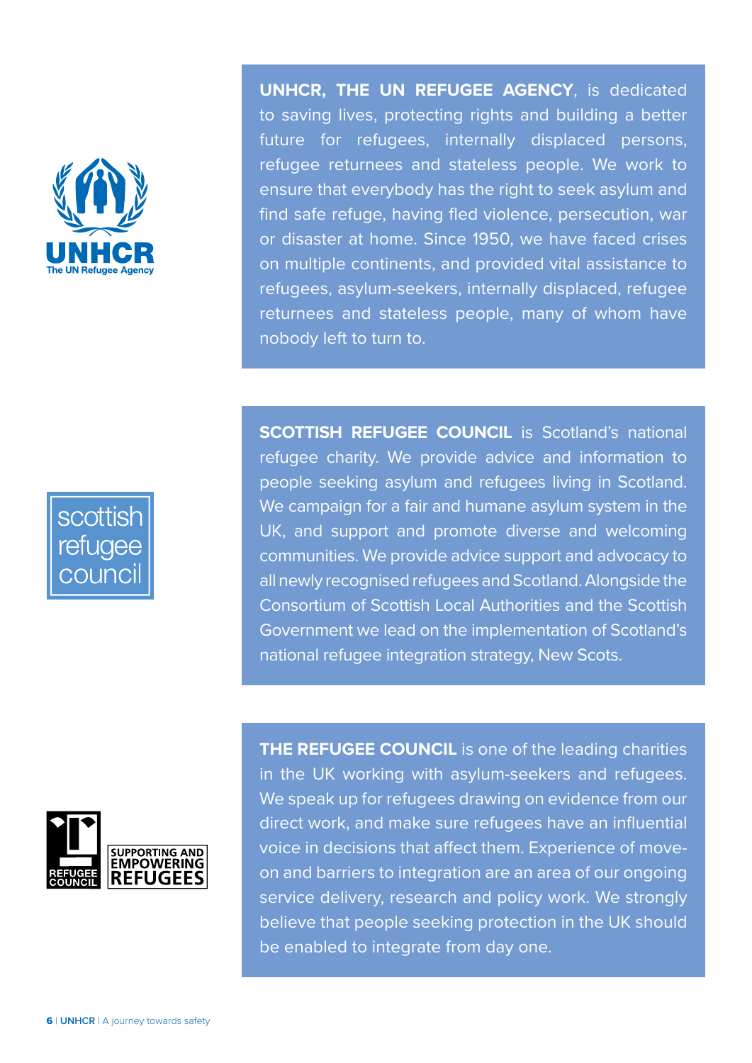**UNHCR, THE UN REFUGEE AGENCY**, is dedicated to saving lives, protecting rights and building a better future for refugees, internally displaced persons, refugee returnees and stateless people. We work to ensure that everybody has the right to seek asylum and find safe refuge, having fled violence, persecution, war or disaster at home. Since 1950, we have faced crises on multiple continents, and provided vital assistance to refugees, asylum-seekers, internally displaced, refugee returnees and stateless people, many of whom have nobody left to turn to.

**SCOTTISH REFUGEE COUNCIL** is Scotland's national refugee charity. We provide advice and information to people seeking asylum and refugees living in Scotland. We campaign for a fair and humane asylum system in the UK, and support and promote diverse and welcoming communities. We provide advice support and advocacy to all newly recognised refugees and Scotland. Alongside the Consortium of Scottish Local Authorities and the Scottish Government we lead on the implementation of Scotland's national refugee integration strategy, New Scots.

**THE REFUGEE COUNCIL** is one of the leading charities in the UK working with asylum-seekers and refugees. We speak up for refugees drawing on evidence from our direct work, and make sure refugees have an influential voice in decisions that affect them. Experience of move-on and barriers to integration are an area of our ongoing service delivery, research and policy work. We strongly believe that people seeking protection in the UK should be enabled to integrate from day one.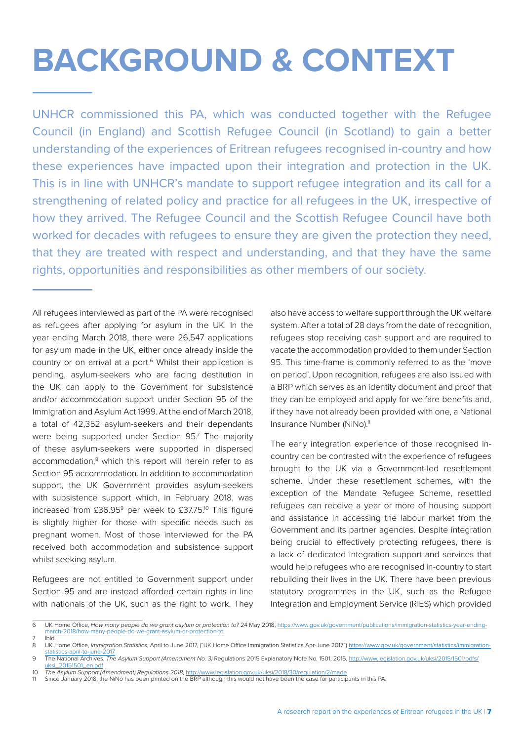# BACKGROUND & CONTEXT

UNHCR commissioned this PA, which was conducted together with the Refugee Council (in England) and Scottish Refugee Council (in Scotland) to gain a better understanding of the experiences of Eritrean refugees recognised in-country and how these experiences have impacted upon their integration and protection in the UK. This is in line with UNHCR's mandate to support refugee integration and its call for a strengthening of related policy and practice for all refugees in the UK, irrespective of how they arrived. The Refugee Council and the Scottish Refugee Council have both worked for decades with refugees to ensure they are given the protection they need, that they are treated with respect and understanding, and that they have the same rights, opportunities and responsibilities as other members of our society.

All refugees interviewed as part of the PA were recognised as refugees after applying for asylum in the UK. In the year ending March 2018, there were 26,547 applications for asylum made in the UK, either once already inside the country or on arrival at a port.[6] Whilst their application is pending, asylum-seekers who are facing destitution in the UK can apply to the Government for subsistence and/or accommodation support under Section 95 of the Immigration and Asylum Act 1999. At the end of March 2018, a total of 42,352 asylum-seekers and their dependants were being supported under Section 95.[7] The majority of these asylum-seekers were supported in dispersed accommodation,[8] which this report will herein refer to as Section 95 accommodation. In addition to accommodation support, the UK Government provides asylum-seekers with subsistence support which, in February 2018, was increased from £36.95[9] per week to £37.75.[10] This figure is slightly higher for those with specific needs such as pregnant women. Most of those interviewed for the PA received both accommodation and subsistence support whilst seeking asylum.

Refugees are not entitled to Government support under Section 95 and are instead afforded certain rights in line with nationals of the UK, such as the right to work. They also have access to welfare support through the UK welfare system. After a total of 28 days from the date of recognition, refugees stop receiving cash support and are required to vacate the accommodation provided to them under Section 95. This time-frame is commonly referred to as the 'move on period'. Upon recognition, refugees are also issued with a BRP which serves as an identity document and proof that they can be employed and apply for welfare benefits and, if they have not already been provided with one, a National Insurance Number (NiNo).[11]

The early integration experience of those recognised in-country can be contrasted with the experience of refugees brought to the UK via a Government-led resettlement scheme. Under these resettlement schemes, with the exception of the Mandate Refugee Scheme, resettled refugees can receive a year or more of housing support and assistance in accessing the labour market from the Government and its partner agencies. Despite integration being crucial to effectively protecting refugees, there is a lack of dedicated integration support and services that would help refugees who are recognised in-country to start rebuilding their lives in the UK. There have been previous statutory programmes in the UK, such as the Refugee Integration and Employment Service (RIES) which provided

---

6 UK Home Office, *How many people do we grant asylum or protection to?* 24 May 2018, https://www.gov.uk/government/publications/immigration-statistics-year-ending-march-2018/how-many-people-do-we-grant-asylum-or-protection-to

7 Ibid.

8 UK Home Office, *Immigration Statistics*, April to June 2017, ("UK Home Office Immigration Statistics Apr-June 2017") https://www.gov.uk/government/statistics/immigration-statistics-april-to-june-2017

9 The National Archives, *The Asylum Support (Amendment No. 3)* Regulations 2015 Explanatory Note No. 1501, 2015, http://www.legislation.gov.uk/uksi/2015/1501/pdfs/uksi_20151501_en.pdf

10 *The Asylum Support (Amendment) Regulations 2018*, http://www.legislation.gov.uk/uksi/2018/30/regulation/2/made

11 Since January 2018, the NiNo has been printed on the BRP although this would not have been the case for participants in this PA.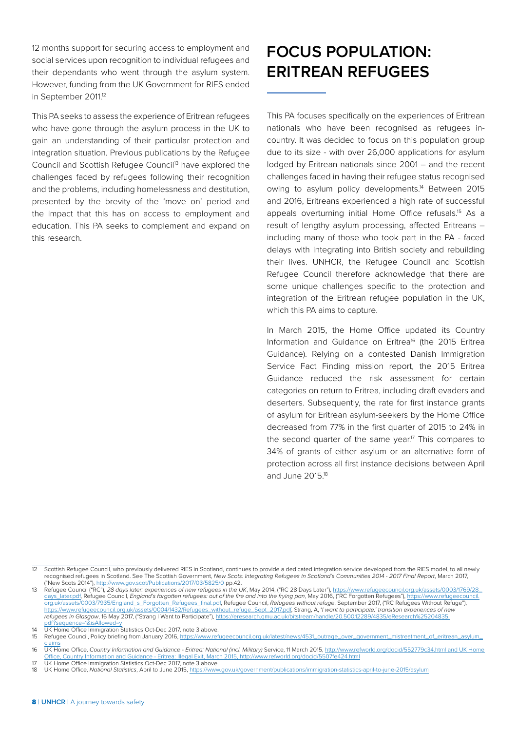12 months support for securing access to employment and social services upon recognition to individual refugees and their dependants who went through the asylum system. However, funding from the UK Government for RIES ended in September 2011.[12]

This PA seeks to assess the experience of Eritrean refugees who have gone through the asylum process in the UK to gain an understanding of their particular protection and integration situation. Previous publications by the Refugee Council and Scottish Refugee Council[13] have explored the challenges faced by refugees following their recognition and the problems, including homelessness and destitution, presented by the brevity of the 'move on' period and the impact that this has on access to employment and education. This PA seeks to complement and expand on this research.

# FOCUS POPULATION: ERITREAN REFUGEES

This PA focuses specifically on the experiences of Eritrean nationals who have been recognised as refugees in-country. It was decided to focus on this population group due to its size - with over 26,000 applications for asylum lodged by Eritrean nationals since 2001 – and the recent challenges faced in having their refugee status recognised owing to asylum policy developments.[14] Between 2015 and 2016, Eritreans experienced a high rate of successful appeals overturning initial Home Office refusals.[15] As a result of lengthy asylum processing, affected Eritreans – including many of those who took part in the PA - faced delays with integrating into British society and rebuilding their lives. UNHCR, the Refugee Council and Scottish Refugee Council therefore acknowledge that there are some unique challenges specific to the protection and integration of the Eritrean refugee population in the UK, which this PA aims to capture.

In March 2015, the Home Office updated its Country Information and Guidance on Eritrea[16] (the 2015 Eritrea Guidance). Relying on a contested Danish Immigration Service Fact Finding mission report, the 2015 Eritrea Guidance reduced the risk assessment for certain categories on return to Eritrea, including draft evaders and deserters. Subsequently, the rate for first instance grants of asylum for Eritrean asylum-seekers by the Home Office decreased from 77% in the first quarter of 2015 to 24% in the second quarter of the same year.[17] This compares to 34% of grants of either asylum or an alternative form of protection across all first instance decisions between April and June 2015.[18]

---

12 Scottish Refugee Council, who previously delivered RIES in Scotland, continues to provide a dedicated integration service developed from the RIES model, to all newly recognised refugees in Scotland. See The Scottish Government, *New Scots: Integrating Refugees in Scotland's Communities 2014 - 2017 Final Report*, March 2017, ("New Scots 2014"), http://www.gov.scot/Publications/2017/03/5825/0 pp.42.

13 Refugee Council ("RC"), *28 days later: experiences of new refugees in the UK*, May 2014, ("RC 28 Days Later"), https://www.refugeecouncil.org.uk/assets/0003/1769/28_days_later.pdf, Refugee Council, *England's forgotten refugees: out of the fire and into the frying pan*, May 2016, ("RC Forgotten Refugees"), https://www.refugeecouncil.org.uk/assets/0003/7935/England_s_Forgotten_Refugees_final.pdf, Refugee Council, *Refugees without refuge*, September 2017, ("RC Refugees Without Refuge"), https://www.refugeecouncil.org.uk/assets/0004/1432/Refugees_without_refuge_Sept_2017.pdf, Strang, A, *'I want to participate.' transition experiences of new refugees in Glasgow*, 16 May 2017, ("Strang I Want to Participate"), https://eresearch.qmu.ac.uk/bitstream/handle/20.500.12289/4835/eResearch%25204835.pdf?sequence=1&isAllowed=y

14 UK Home Office Immigration Statistics Oct-Dec 2017, note 3 above.

15 Refugee Council, Policy briefing from January 2016, https://www.refugeecouncil.org.uk/latest/news/4531_outrage_over_government_mistreatment_of_eritrean_asylum_claims

16 UK Home Office, *Country Information and Guidance - Eritrea: National (incl. Military)* Service, 11 March 2015, http://www.refworld.org/docid/552779c34.html and UK Home Office, Country Information and Guidance - Eritrea: Illegal Exit, March 2015, http://www.refworld.org/docid/5507fe424.html

17 UK Home Office Immigration Statistics Oct-Dec 2017, note 3 above.

18 UK Home Office, *National Statistics*, April to June 2015, https://www.gov.uk/government/publications/immigration-statistics-april-to-june-2015/asylum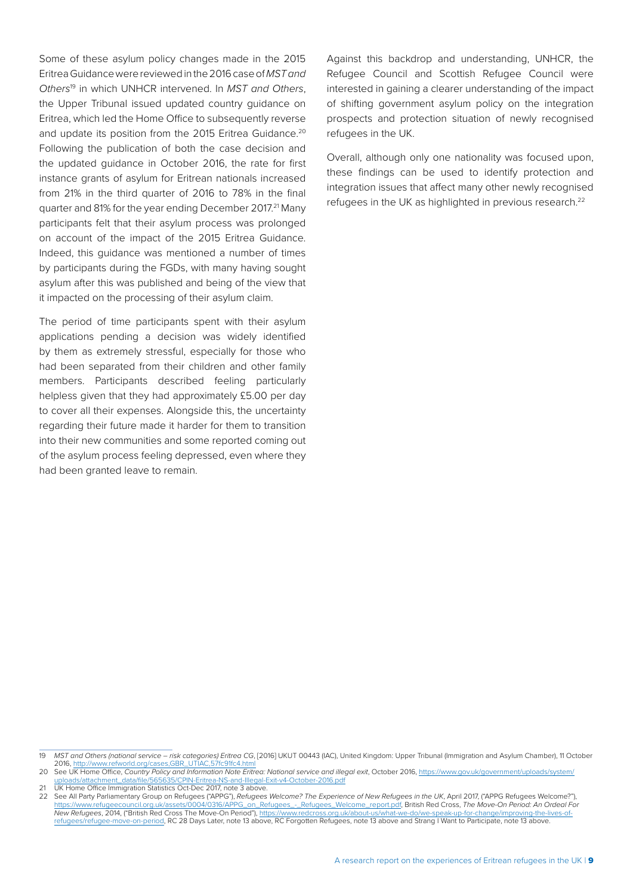Some of these asylum policy changes made in the 2015 Eritrea Guidance were reviewed in the 2016 case of *MST and Others*[19] in which UNHCR intervened. In *MST and Others*, the Upper Tribunal issued updated country guidance on Eritrea, which led the Home Office to subsequently reverse and update its position from the 2015 Eritrea Guidance.[20] Following the publication of both the case decision and the updated guidance in October 2016, the rate for first instance grants of asylum for Eritrean nationals increased from 21% in the third quarter of 2016 to 78% in the final quarter and 81% for the year ending December 2017.[21] Many participants felt that their asylum process was prolonged on account of the impact of the 2015 Eritrea Guidance. Indeed, this guidance was mentioned a number of times by participants during the FGDs, with many having sought asylum after this was published and being of the view that it impacted on the processing of their asylum claim.

The period of time participants spent with their asylum applications pending a decision was widely identified by them as extremely stressful, especially for those who had been separated from their children and other family members. Participants described feeling particularly helpless given that they had approximately £5.00 per day to cover all their expenses. Alongside this, the uncertainty regarding their future made it harder for them to transition into their new communities and some reported coming out of the asylum process feeling depressed, even where they had been granted leave to remain.

Against this backdrop and understanding, UNHCR, the Refugee Council and Scottish Refugee Council were interested in gaining a clearer understanding of the impact of shifting government asylum policy on the integration prospects and protection situation of newly recognised refugees in the UK.

Overall, although only one nationality was focused upon, these findings can be used to identify protection and integration issues that affect many other newly recognised refugees in the UK as highlighted in previous research.[22]

---

19 *MST and Others (national service – risk categories) Eritrea CG*, [2016] UKUT 00443 (IAC), United Kingdom: Upper Tribunal (Immigration and Asylum Chamber), 11 October 2016, http://www.refworld.org/cases,GBR_UTIAC,57fc91fc4.html

20 See UK Home Office, *Country Policy and Information Note Eritrea: National service and illegal exit*, October 2016, https://www.gov.uk/government/uploads/system/uploads/attachment_data/file/565635/CPIN-Eritrea-NS-and-Illegal-Exit-v4-October-2016.pdf

21 UK Home Office Immigration Statistics Oct-Dec 2017, note 3 above.

22 See All Party Parliamentary Group on Refugees ("APPG"), *Refugees Welcome? The Experience of New Refugees in the UK*, April 2017, ("APPG Refugees Welcome?"), https://www.refugeecouncil.org.uk/assets/0004/0316/APPG_on_Refugees_-_Refugees_Welcome_report.pdf, British Red Cross, *The Move-On Period: An Ordeal For New Refugees*, 2014, ("British Red Cross The Move-On Period"), https://www.redcross.org.uk/about-us/what-we-do/we-speak-up-for-change/improving-the-lives-of-refugees/refugee-move-on-period, RC 28 Days Later, note 13 above, RC Forgotten Refugees, note 13 above and Strang I Want to Participate, note 13 above.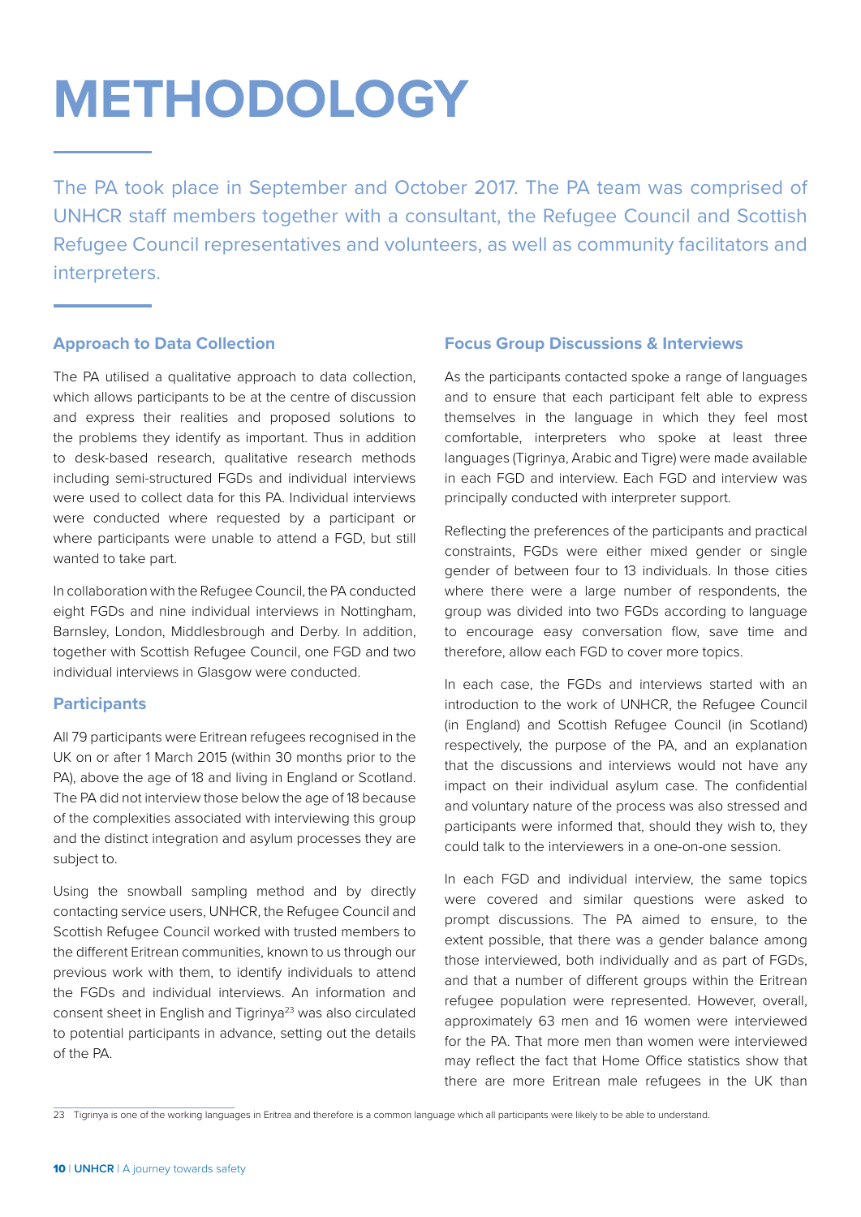# METHODOLOGY

The PA took place in September and October 2017. The PA team was comprised of UNHCR staff members together with a consultant, the Refugee Council and Scottish Refugee Council representatives and volunteers, as well as community facilitators and interpreters.

## Approach to Data Collection

The PA utilised a qualitative approach to data collection, which allows participants to be at the centre of discussion and express their realities and proposed solutions to the problems they identify as important. Thus in addition to desk-based research, qualitative research methods including semi-structured FGDs and individual interviews were used to collect data for this PA. Individual interviews were conducted where requested by a participant or where participants were unable to attend a FGD, but still wanted to take part.

In collaboration with the Refugee Council, the PA conducted eight FGDs and nine individual interviews in Nottingham, Barnsley, London, Middlesbrough and Derby. In addition, together with Scottish Refugee Council, one FGD and two individual interviews in Glasgow were conducted.

## Participants

All 79 participants were Eritrean refugees recognised in the UK on or after 1 March 2015 (within 30 months prior to the PA), above the age of 18 and living in England or Scotland. The PA did not interview those below the age of 18 because of the complexities associated with interviewing this group and the distinct integration and asylum processes they are subject to.

Using the snowball sampling method and by directly contacting service users, UNHCR, the Refugee Council and Scottish Refugee Council worked with trusted members to the different Eritrean communities, known to us through our previous work with them, to identify individuals to attend the FGDs and individual interviews. An information and consent sheet in English and Tigrinya[23] was also circulated to potential participants in advance, setting out the details of the PA.

## Focus Group Discussions & Interviews

As the participants contacted spoke a range of languages and to ensure that each participant felt able to express themselves in the language in which they feel most comfortable, interpreters who spoke at least three languages (Tigrinya, Arabic and Tigre) were made available in each FGD and interview. Each FGD and interview was principally conducted with interpreter support.

Reflecting the preferences of the participants and practical constraints, FGDs were either mixed gender or single gender of between four to 13 individuals. In those cities where there were a large number of respondents, the group was divided into two FGDs according to language to encourage easy conversation flow, save time and therefore, allow each FGD to cover more topics.

In each case, the FGDs and interviews started with an introduction to the work of UNHCR, the Refugee Council (in England) and Scottish Refugee Council (in Scotland) respectively, the purpose of the PA, and an explanation that the discussions and interviews would not have any impact on their individual asylum case. The confidential and voluntary nature of the process was also stressed and participants were informed that, should they wish to, they could talk to the interviewers in a one-on-one session.

In each FGD and individual interview, the same topics were covered and similar questions were asked to prompt discussions. The PA aimed to ensure, to the extent possible, that there was a gender balance among those interviewed, both individually and as part of FGDs, and that a number of different groups within the Eritrean refugee population were represented. However, overall, approximately 63 men and 16 women were interviewed for the PA. That more men than women were interviewed may reflect the fact that Home Office statistics show that there are more Eritrean male refugees in the UK than

---

23 Tigrinya is one of the working languages in Eritrea and therefore is a common language which all participants were likely to be able to understand.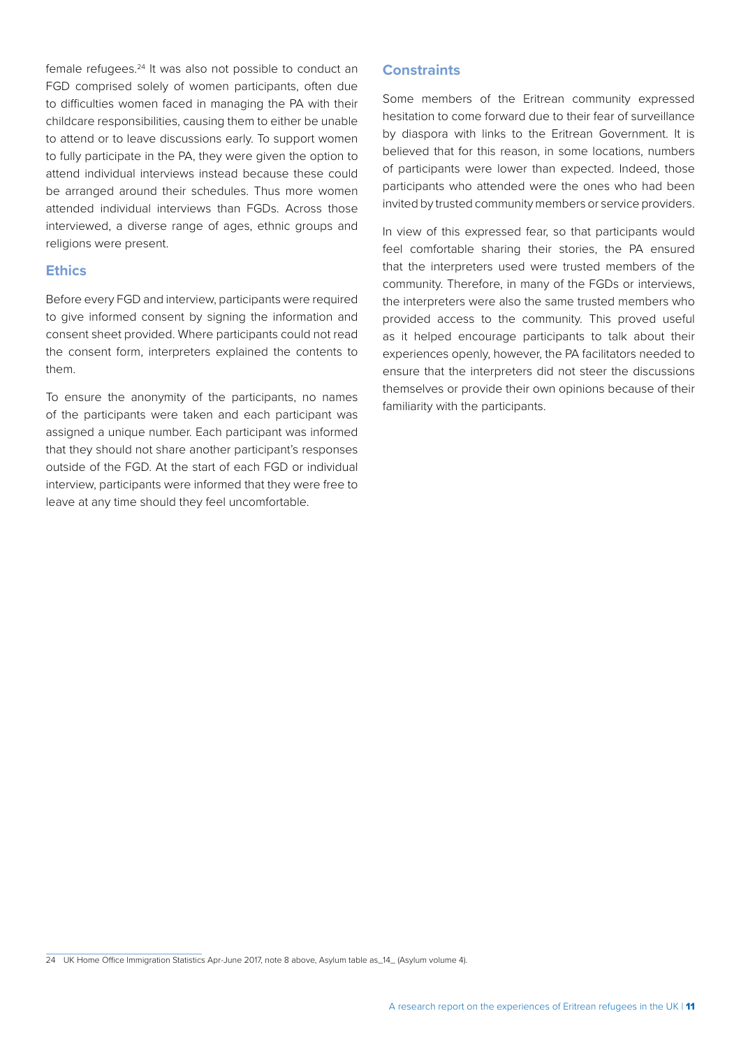female refugees.[24] It was also not possible to conduct an FGD comprised solely of women participants, often due to difficulties women faced in managing the PA with their childcare responsibilities, causing them to either be unable to attend or to leave discussions early. To support women to fully participate in the PA, they were given the option to attend individual interviews instead because these could be arranged around their schedules. Thus more women attended individual interviews than FGDs. Across those interviewed, a diverse range of ages, ethnic groups and religions were present.

### Ethics

Before every FGD and interview, participants were required to give informed consent by signing the information and consent sheet provided. Where participants could not read the consent form, interpreters explained the contents to them.

To ensure the anonymity of the participants, no names of the participants were taken and each participant was assigned a unique number. Each participant was informed that they should not share another participant's responses outside of the FGD. At the start of each FGD or individual interview, participants were informed that they were free to leave at any time should they feel uncomfortable.

### Constraints

Some members of the Eritrean community expressed hesitation to come forward due to their fear of surveillance by diaspora with links to the Eritrean Government. It is believed that for this reason, in some locations, numbers of participants were lower than expected. Indeed, those participants who attended were the ones who had been invited by trusted community members or service providers.

In view of this expressed fear, so that participants would feel comfortable sharing their stories, the PA ensured that the interpreters used were trusted members of the community. Therefore, in many of the FGDs or interviews, the interpreters were also the same trusted members who provided access to the community. This proved useful as it helped encourage participants to talk about their experiences openly, however, the PA facilitators needed to ensure that the interpreters did not steer the discussions themselves or provide their own opinions because of their familiarity with the participants.

---

24 UK Home Office Immigration Statistics Apr-June 2017, note 8 above, Asylum table as_14_ (Asylum volume 4).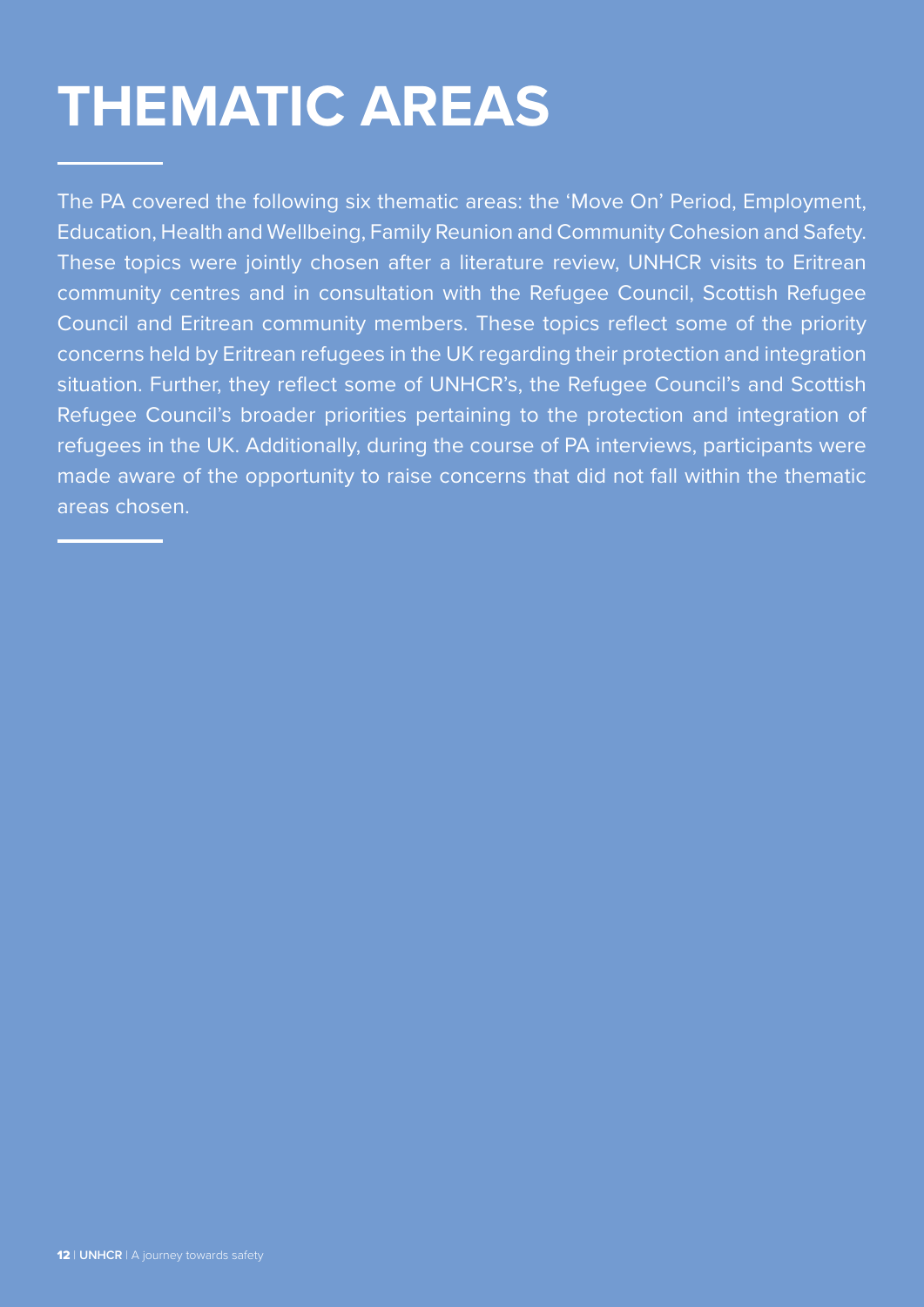# THEMATIC AREAS

The PA covered the following six thematic areas: the 'Move On' Period, Employment, Education, Health and Wellbeing, Family Reunion and Community Cohesion and Safety. These topics were jointly chosen after a literature review, UNHCR visits to Eritrean community centres and in consultation with the Refugee Council, Scottish Refugee Council and Eritrean community members. These topics reflect some of the priority concerns held by Eritrean refugees in the UK regarding their protection and integration situation. Further, they reflect some of UNHCR's, the Refugee Council's and Scottish Refugee Council's broader priorities pertaining to the protection and integration of refugees in the UK. Additionally, during the course of PA interviews, participants were made aware of the opportunity to raise concerns that did not fall within the thematic areas chosen.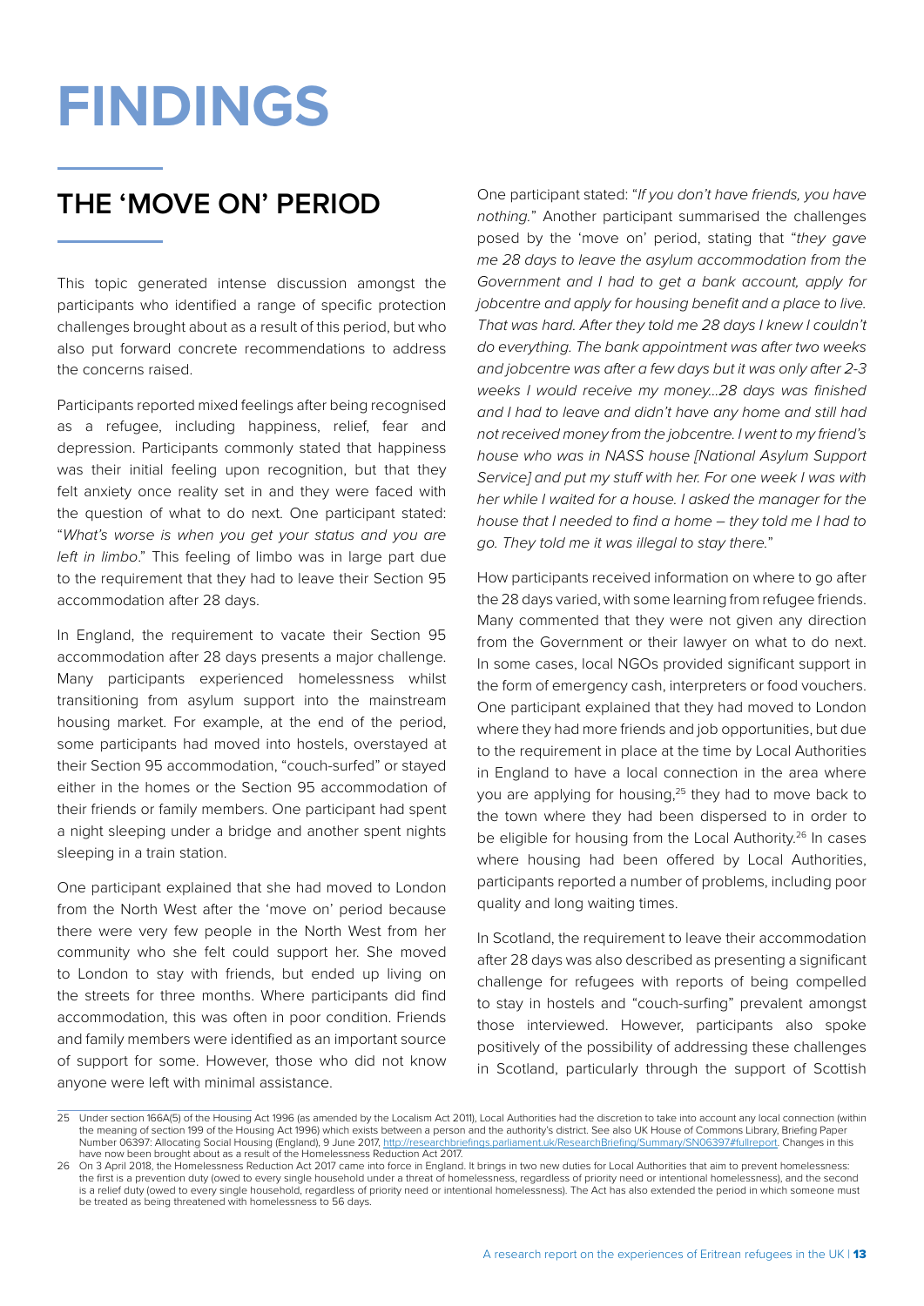# FINDINGS

## THE 'MOVE ON' PERIOD

This topic generated intense discussion amongst the participants who identified a range of specific protection challenges brought about as a result of this period, but who also put forward concrete recommendations to address the concerns raised.

Participants reported mixed feelings after being recognised as a refugee, including happiness, relief, fear and depression. Participants commonly stated that happiness was their initial feeling upon recognition, but that they felt anxiety once reality set in and they were faced with the question of what to do next. One participant stated: "*What's worse is when you get your status and you are left in limbo*." This feeling of limbo was in large part due to the requirement that they had to leave their Section 95 accommodation after 28 days.

In England, the requirement to vacate their Section 95 accommodation after 28 days presents a major challenge. Many participants experienced homelessness whilst transitioning from asylum support into the mainstream housing market. For example, at the end of the period, some participants had moved into hostels, overstayed at their Section 95 accommodation, "couch-surfed" or stayed either in the homes or the Section 95 accommodation of their friends or family members. One participant had spent a night sleeping under a bridge and another spent nights sleeping in a train station.

One participant explained that she had moved to London from the North West after the 'move on' period because there were very few people in the North West from her community who she felt could support her. She moved to London to stay with friends, but ended up living on the streets for three months. Where participants did find accommodation, this was often in poor condition. Friends and family members were identified as an important source of support for some. However, those who did not know anyone were left with minimal assistance.

One participant stated: "*If you don't have friends, you have nothing.*" Another participant summarised the challenges posed by the 'move on' period, stating that "*they gave me 28 days to leave the asylum accommodation from the Government and I had to get a bank account, apply for jobcentre and apply for housing benefit and a place to live. That was hard. After they told me 28 days I knew I couldn't do everything. The bank appointment was after two weeks and jobcentre was after a few days but it was only after 2-3 weeks I would receive my money...28 days was finished and I had to leave and didn't have any home and still had not received money from the jobcentre. I went to my friend's house who was in NASS house [National Asylum Support Service] and put my stuff with her. For one week I was with her while I waited for a house. I asked the manager for the house that I needed to find a home – they told me I had to go. They told me it was illegal to stay there.*"

How participants received information on where to go after the 28 days varied, with some learning from refugee friends. Many commented that they were not given any direction from the Government or their lawyer on what to do next. In some cases, local NGOs provided significant support in the form of emergency cash, interpreters or food vouchers. One participant explained that they had moved to London where they had more friends and job opportunities, but due to the requirement in place at the time by Local Authorities in England to have a local connection in the area where you are applying for housing,[25] they had to move back to the town where they had been dispersed to in order to be eligible for housing from the Local Authority.[26] In cases where housing had been offered by Local Authorities, participants reported a number of problems, including poor quality and long waiting times.

In Scotland, the requirement to leave their accommodation after 28 days was also described as presenting a significant challenge for refugees with reports of being compelled to stay in hostels and "couch-surfing" prevalent amongst those interviewed. However, participants also spoke positively of the possibility of addressing these challenges in Scotland, particularly through the support of Scottish

---

25 Under section 166A(5) of the Housing Act 1996 (as amended by the Localism Act 2011), Local Authorities had the discretion to take into account any local connection (within the meaning of section 199 of the Housing Act 1996) which exists between a person and the authority's district. See also UK House of Commons Library, Briefing Paper Number 06397: Allocating Social Housing (England), 9 June 2017, http://researchbriefings.parliament.uk/ResearchBriefing/Summary/SN06397#fullreport. Changes in this have now been brought about as a result of the Homelessness Reduction Act 2017.

26 On 3 April 2018, the Homelessness Reduction Act 2017 came into force in England. It brings in two new duties for Local Authorities that aim to prevent homelessness: the first is a prevention duty (owed to every single household under a threat of homelessness, regardless of priority need or intentional homelessness), and the second is a relief duty (owed to every single household, regardless of priority need or intentional homelessness). The Act has also extended the period in which someone must be treated as being threatened with homelessness to 56 days.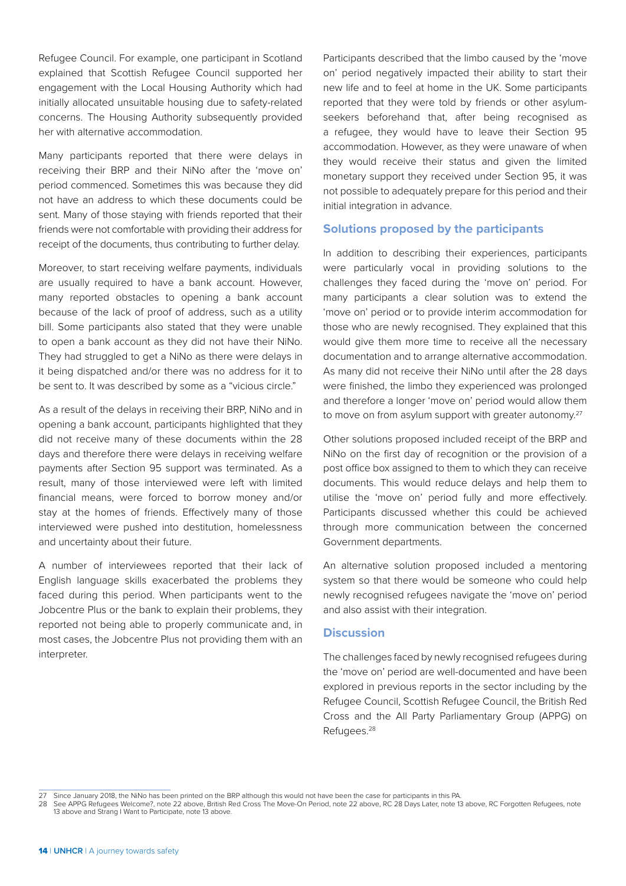Refugee Council. For example, one participant in Scotland explained that Scottish Refugee Council supported her engagement with the Local Housing Authority which had initially allocated unsuitable housing due to safety-related concerns. The Housing Authority subsequently provided her with alternative accommodation.

Many participants reported that there were delays in receiving their BRP and their NiNo after the 'move on' period commenced. Sometimes this was because they did not have an address to which these documents could be sent. Many of those staying with friends reported that their friends were not comfortable with providing their address for receipt of the documents, thus contributing to further delay.

Moreover, to start receiving welfare payments, individuals are usually required to have a bank account. However, many reported obstacles to opening a bank account because of the lack of proof of address, such as a utility bill. Some participants also stated that they were unable to open a bank account as they did not have their NiNo. They had struggled to get a NiNo as there were delays in it being dispatched and/or there was no address for it to be sent to. It was described by some as a "vicious circle."

As a result of the delays in receiving their BRP, NiNo and in opening a bank account, participants highlighted that they did not receive many of these documents within the 28 days and therefore there were delays in receiving welfare payments after Section 95 support was terminated. As a result, many of those interviewed were left with limited financial means, were forced to borrow money and/or stay at the homes of friends. Effectively many of those interviewed were pushed into destitution, homelessness and uncertainty about their future.

A number of interviewees reported that their lack of English language skills exacerbated the problems they faced during this period. When participants went to the Jobcentre Plus or the bank to explain their problems, they reported not being able to properly communicate and, in most cases, the Jobcentre Plus not providing them with an interpreter.

Participants described that the limbo caused by the 'move on' period negatively impacted their ability to start their new life and to feel at home in the UK. Some participants reported that they were told by friends or other asylum-seekers beforehand that, after being recognised as a refugee, they would have to leave their Section 95 accommodation. However, as they were unaware of when they would receive their status and given the limited monetary support they received under Section 95, it was not possible to adequately prepare for this period and their initial integration in advance.

### Solutions proposed by the participants

In addition to describing their experiences, participants were particularly vocal in providing solutions to the challenges they faced during the 'move on' period. For many participants a clear solution was to extend the 'move on' period or to provide interim accommodation for those who are newly recognised. They explained that this would give them more time to receive all the necessary documentation and to arrange alternative accommodation. As many did not receive their NiNo until after the 28 days were finished, the limbo they experienced was prolonged and therefore a longer 'move on' period would allow them to move on from asylum support with greater autonomy.[27]

Other solutions proposed included receipt of the BRP and NiNo on the first day of recognition or the provision of a post office box assigned to them to which they can receive documents. This would reduce delays and help them to utilise the 'move on' period fully and more effectively. Participants discussed whether this could be achieved through more communication between the concerned Government departments.

An alternative solution proposed included a mentoring system so that there would be someone who could help newly recognised refugees navigate the 'move on' period and also assist with their integration.

### Discussion

The challenges faced by newly recognised refugees during the 'move on' period are well-documented and have been explored in previous reports in the sector including by the Refugee Council, Scottish Refugee Council, the British Red Cross and the All Party Parliamentary Group (APPG) on Refugees.[28]

---

27 Since January 2018, the NiNo has been printed on the BRP although this would not have been the case for participants in this PA.

28 See APPG Refugees Welcome?, note 22 above, British Red Cross The Move-On Period, note 22 above, RC 28 Days Later, note 13 above, RC Forgotten Refugees, note 13 above and Strang I Want to Participate, note 13 above.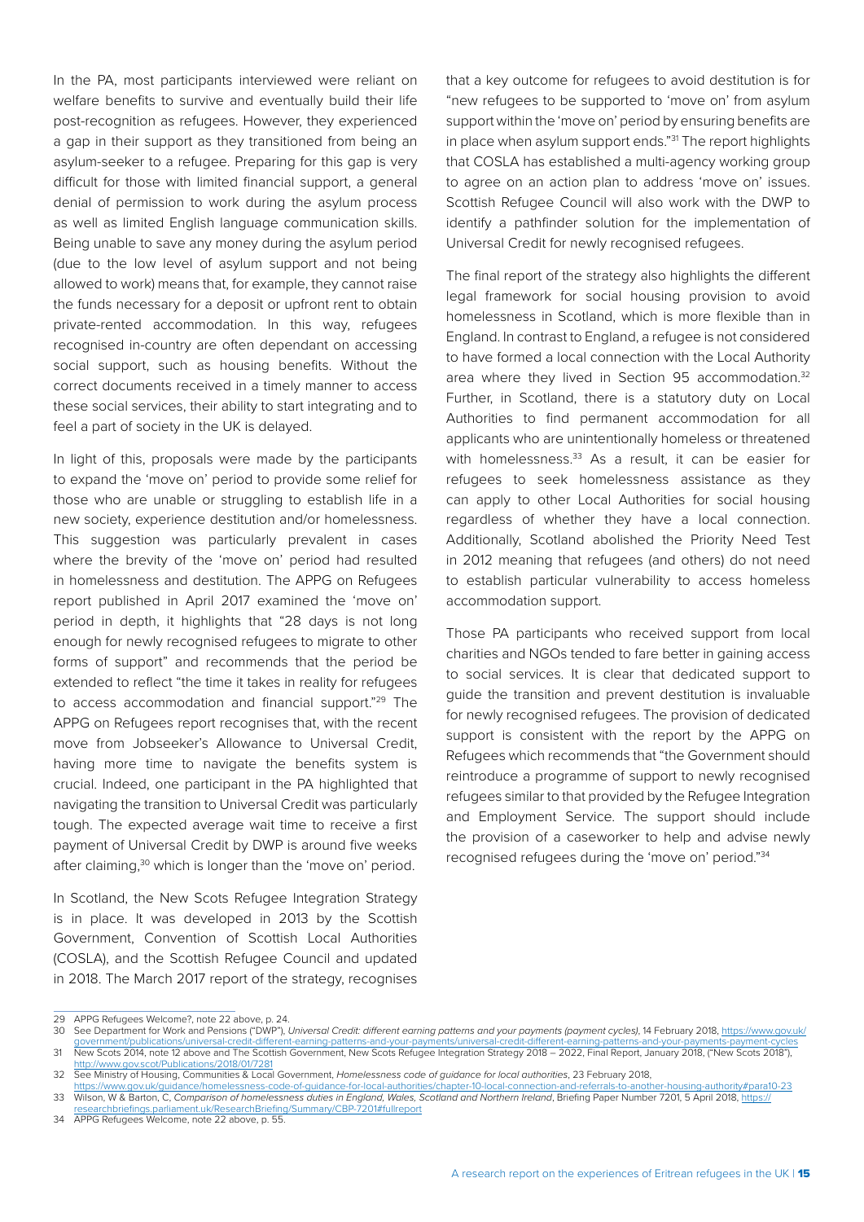In the PA, most participants interviewed were reliant on welfare benefits to survive and eventually build their life post-recognition as refugees. However, they experienced a gap in their support as they transitioned from being an asylum-seeker to a refugee. Preparing for this gap is very difficult for those with limited financial support, a general denial of permission to work during the asylum process as well as limited English language communication skills. Being unable to save any money during the asylum period (due to the low level of asylum support and not being allowed to work) means that, for example, they cannot raise the funds necessary for a deposit or upfront rent to obtain private-rented accommodation. In this way, refugees recognised in-country are often dependant on accessing social support, such as housing benefits. Without the correct documents received in a timely manner to access these social services, their ability to start integrating and to feel a part of society in the UK is delayed.

In light of this, proposals were made by the participants to expand the 'move on' period to provide some relief for those who are unable or struggling to establish life in a new society, experience destitution and/or homelessness. This suggestion was particularly prevalent in cases where the brevity of the 'move on' period had resulted in homelessness and destitution. The APPG on Refugees report published in April 2017 examined the 'move on' period in depth, it highlights that "28 days is not long enough for newly recognised refugees to migrate to other forms of support" and recommends that the period be extended to reflect "the time it takes in reality for refugees to access accommodation and financial support."[29] The APPG on Refugees report recognises that, with the recent move from Jobseeker's Allowance to Universal Credit, having more time to navigate the benefits system is crucial. Indeed, one participant in the PA highlighted that navigating the transition to Universal Credit was particularly tough. The expected average wait time to receive a first payment of Universal Credit by DWP is around five weeks after claiming,[30] which is longer than the 'move on' period.

In Scotland, the New Scots Refugee Integration Strategy is in place. It was developed in 2013 by the Scottish Government, Convention of Scottish Local Authorities (COSLA), and the Scottish Refugee Council and updated in 2018. The March 2017 report of the strategy, recognises that a key outcome for refugees to avoid destitution is for "new refugees to be supported to 'move on' from asylum support within the 'move on' period by ensuring benefits are in place when asylum support ends."[31] The report highlights that COSLA has established a multi-agency working group to agree on an action plan to address 'move on' issues. Scottish Refugee Council will also work with the DWP to identify a pathfinder solution for the implementation of Universal Credit for newly recognised refugees.

The final report of the strategy also highlights the different legal framework for social housing provision to avoid homelessness in Scotland, which is more flexible than in England. In contrast to England, a refugee is not considered to have formed a local connection with the Local Authority area where they lived in Section 95 accommodation.[32] Further, in Scotland, there is a statutory duty on Local Authorities to find permanent accommodation for all applicants who are unintentionally homeless or threatened with homelessness.[33] As a result, it can be easier for refugees to seek homelessness assistance as they can apply to other Local Authorities for social housing regardless of whether they have a local connection. Additionally, Scotland abolished the Priority Need Test in 2012 meaning that refugees (and others) do not need to establish particular vulnerability to access homeless accommodation support.

Those PA participants who received support from local charities and NGOs tended to fare better in gaining access to social services. It is clear that dedicated support to guide the transition and prevent destitution is invaluable for newly recognised refugees. The provision of dedicated support is consistent with the report by the APPG on Refugees which recommends that "the Government should reintroduce a programme of support to newly recognised refugees similar to that provided by the Refugee Integration and Employment Service. The support should include the provision of a caseworker to help and advise newly recognised refugees during the 'move on' period."[34]

---

29 APPG Refugees Welcome?, note 22 above, p. 24.

30 See Department for Work and Pensions ("DWP"), *Universal Credit: different earning patterns and your payments (payment cycles)*, 14 February 2018, https://www.gov.uk/government/publications/universal-credit-different-earning-patterns-and-your-payments/universal-credit-different-earning-patterns-and-your-payments-payment-cycles

31 New Scots 2014, note 12 above and The Scottish Government, New Scots Refugee Integration Strategy 2018 – 2022, Final Report, January 2018, ("New Scots 2018"), http://www.gov.scot/Publications/2018/01/7281

32 See Ministry of Housing, Communities & Local Government, *Homelessness code of guidance for local authorities*, 23 February 2018, https://www.gov.uk/guidance/homelessness-code-of-guidance-for-local-authorities/chapter-10-local-connection-and-referrals-to-another-housing-authority#para10-23

33 Wilson, W & Barton, C, *Comparison of homelessness duties in England, Wales, Scotland and Northern Ireland*, Briefing Paper Number 7201, 5 April 2018, https://researchbriefings.parliament.uk/ResearchBriefing/Summary/CBP-7201#fullreport

34 APPG Refugees Welcome, note 22 above, p. 55.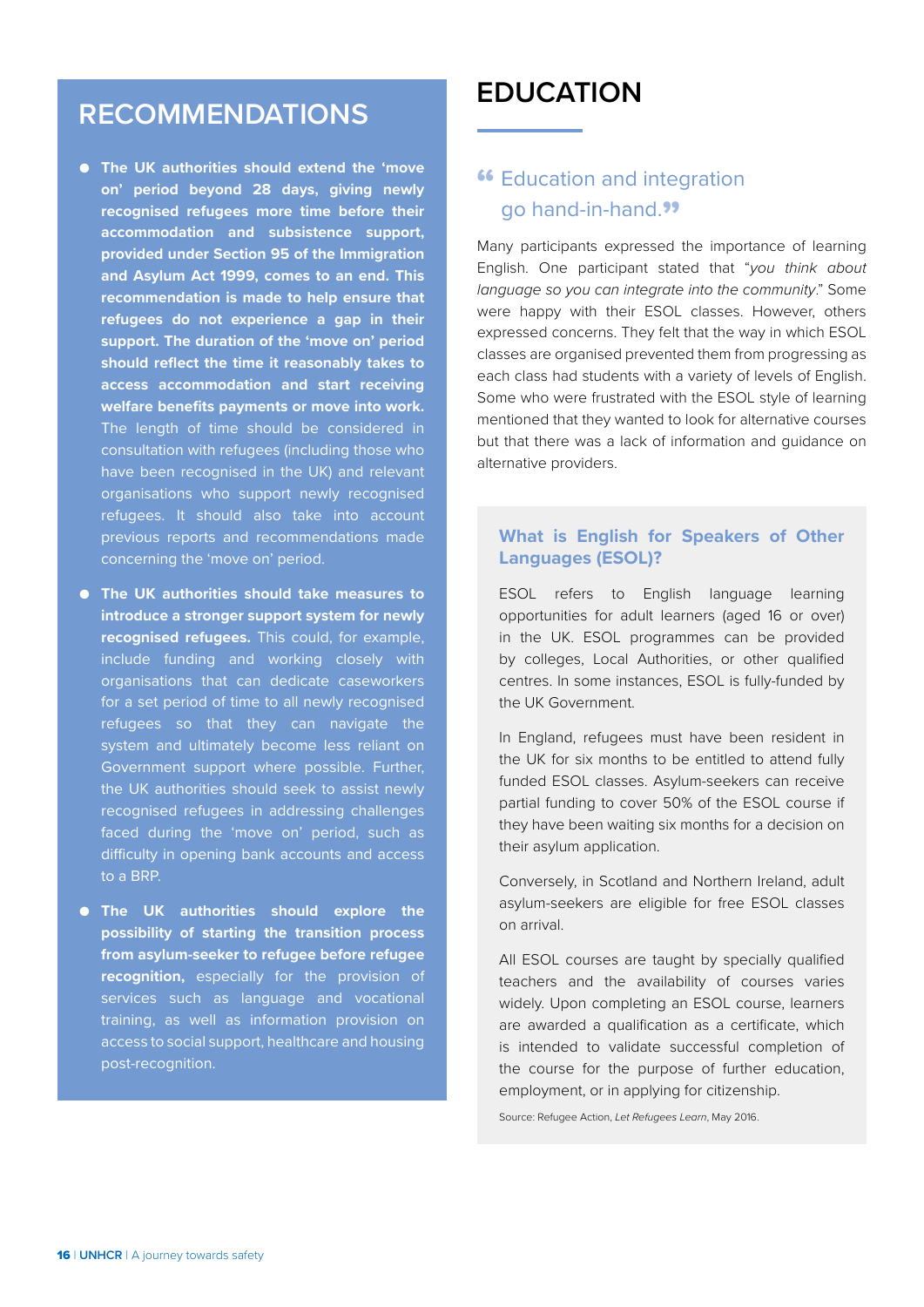## RECOMMENDATIONS

- **The UK authorities should extend the 'move on' period beyond 28 days, giving newly recognised refugees more time before their accommodation and subsistence support, provided under Section 95 of the Immigration and Asylum Act 1999, comes to an end. This recommendation is made to help ensure that refugees do not experience a gap in their support. The duration of the 'move on' period should reflect the time it reasonably takes to access accommodation and start receiving welfare benefits payments or move into work.** The length of time should be considered in consultation with refugees (including those who have been recognised in the UK) and relevant organisations who support newly recognised refugees. It should also take into account previous reports and recommendations made concerning the 'move on' period.
- **The UK authorities should take measures to introduce a stronger support system for newly recognised refugees.** This could, for example, include funding and working closely with organisations that can dedicate caseworkers for a set period of time to all newly recognised refugees so that they can navigate the system and ultimately become less reliant on Government support where possible. Further, the UK authorities should seek to assist newly recognised refugees in addressing challenges faced during the 'move on' period, such as difficulty in opening bank accounts and access to a BRP.
- **The UK authorities should explore the possibility of starting the transition process from asylum-seeker to refugee before refugee recognition,** especially for the provision of services such as language and vocational training, as well as information provision on access to social support, healthcare and housing post-recognition.

# EDUCATION

> "Education and integration go hand-in-hand."

Many participants expressed the importance of learning English. One participant stated that "*you think about language so you can integrate into the community*." Some were happy with their ESOL classes. However, others expressed concerns. They felt that the way in which ESOL classes are organised prevented them from progressing as each class had students with a variety of levels of English. Some who were frustrated with the ESOL style of learning mentioned that they wanted to look for alternative courses but that there was a lack of information and guidance on alternative providers.

### What is English for Speakers of Other Languages (ESOL)?

ESOL refers to English language learning opportunities for adult learners (aged 16 or over) in the UK. ESOL programmes can be provided by colleges, Local Authorities, or other qualified centres. In some instances, ESOL is fully-funded by the UK Government.

In England, refugees must have been resident in the UK for six months to be entitled to attend fully funded ESOL classes. Asylum-seekers can receive partial funding to cover 50% of the ESOL course if they have been waiting six months for a decision on their asylum application.

Conversely, in Scotland and Northern Ireland, adult asylum-seekers are eligible for free ESOL classes on arrival.

All ESOL courses are taught by specially qualified teachers and the availability of courses varies widely. Upon completing an ESOL course, learners are awarded a qualification as a certificate, which is intended to validate successful completion of the course for the purpose of further education, employment, or in applying for citizenship.

Source: Refugee Action, *Let Refugees Learn*, May 2016.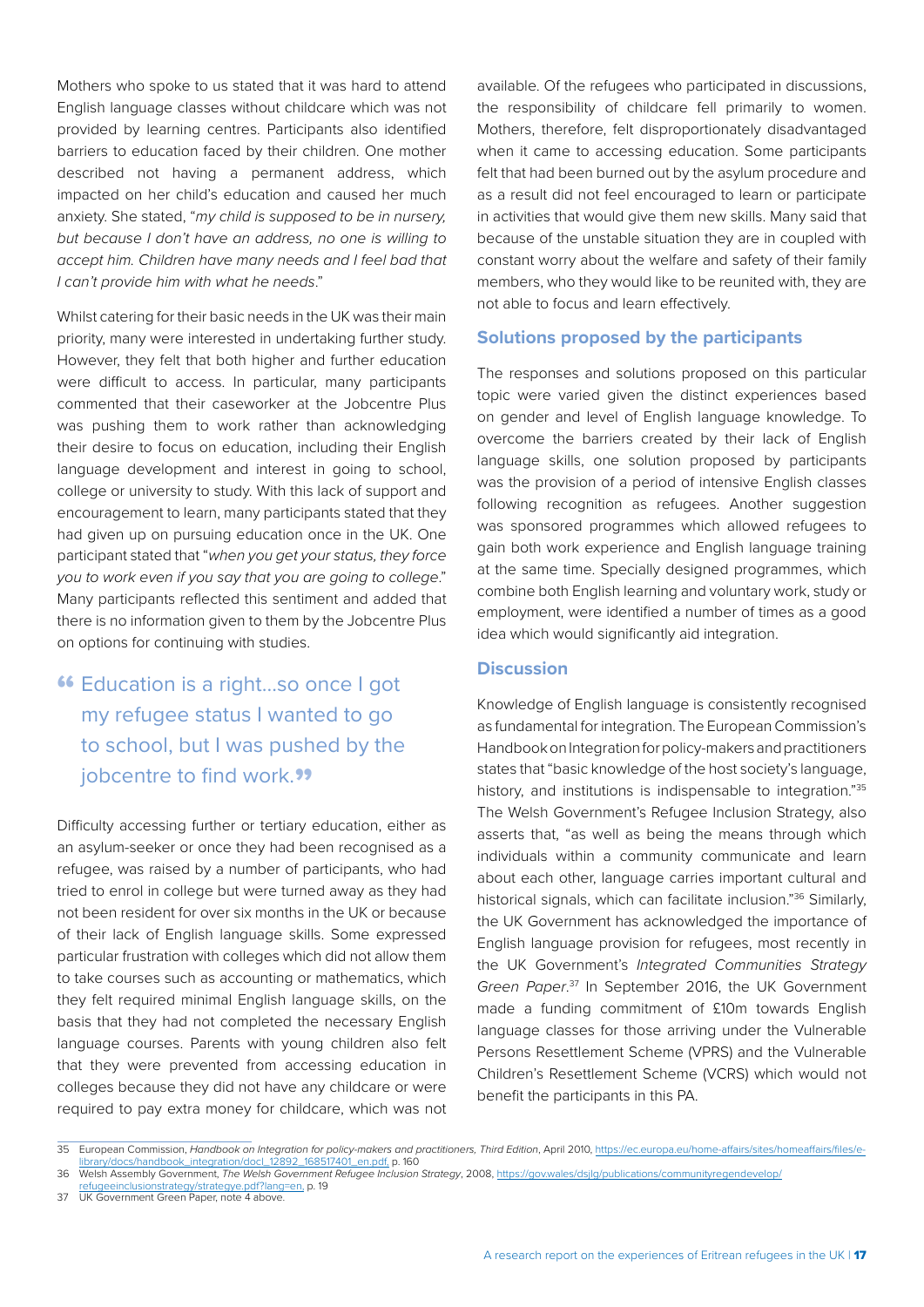Mothers who spoke to us stated that it was hard to attend English language classes without childcare which was not provided by learning centres. Participants also identified barriers to education faced by their children. One mother described not having a permanent address, which impacted on her child's education and caused her much anxiety. She stated, "*my child is supposed to be in nursery, but because I don't have an address, no one is willing to accept him. Children have many needs and I feel bad that I can't provide him with what he needs*."

Whilst catering for their basic needs in the UK was their main priority, many were interested in undertaking further study. However, they felt that both higher and further education were difficult to access. In particular, many participants commented that their caseworker at the Jobcentre Plus was pushing them to work rather than acknowledging their desire to focus on education, including their English language development and interest in going to school, college or university to study. With this lack of support and encouragement to learn, many participants stated that they had given up on pursuing education once in the UK. One participant stated that "*when you get your status, they force you to work even if you say that you are going to college*." Many participants reflected this sentiment and added that there is no information given to them by the Jobcentre Plus on options for continuing with studies.

> "Education is a right…so once I got my refugee status I wanted to go to school, but I was pushed by the jobcentre to find work."

Difficulty accessing further or tertiary education, either as an asylum-seeker or once they had been recognised as a refugee, was raised by a number of participants, who had tried to enrol in college but were turned away as they had not been resident for over six months in the UK or because of their lack of English language skills. Some expressed particular frustration with colleges which did not allow them to take courses such as accounting or mathematics, which they felt required minimal English language skills, on the basis that they had not completed the necessary English language courses. Parents with young children also felt that they were prevented from accessing education in colleges because they did not have any childcare or were required to pay extra money for childcare, which was not available. Of the refugees who participated in discussions, the responsibility of childcare fell primarily to women. Mothers, therefore, felt disproportionately disadvantaged when it came to accessing education. Some participants felt that had been burned out by the asylum procedure and as a result did not feel encouraged to learn or participate in activities that would give them new skills. Many said that because of the unstable situation they are in coupled with constant worry about the welfare and safety of their family members, who they would like to be reunited with, they are not able to focus and learn effectively.

### Solutions proposed by the participants

The responses and solutions proposed on this particular topic were varied given the distinct experiences based on gender and level of English language knowledge. To overcome the barriers created by their lack of English language skills, one solution proposed by participants was the provision of a period of intensive English classes following recognition as refugees. Another suggestion was sponsored programmes which allowed refugees to gain both work experience and English language training at the same time. Specially designed programmes, which combine both English learning and voluntary work, study or employment, were identified a number of times as a good idea which would significantly aid integration.

### Discussion

Knowledge of English language is consistently recognised as fundamental for integration. The European Commission's Handbook on Integration for policy-makers and practitioners states that "basic knowledge of the host society's language, history, and institutions is indispensable to integration."[35] The Welsh Government's Refugee Inclusion Strategy, also asserts that, "as well as being the means through which individuals within a community communicate and learn about each other, language carries important cultural and historical signals, which can facilitate inclusion."[36] Similarly, the UK Government has acknowledged the importance of English language provision for refugees, most recently in the UK Government's *Integrated Communities Strategy Green Paper*.[37] In September 2016, the UK Government made a funding commitment of £10m towards English language classes for those arriving under the Vulnerable Persons Resettlement Scheme (VPRS) and the Vulnerable Children's Resettlement Scheme (VCRS) which would not benefit the participants in this PA.

---

35 European Commission, *Handbook on Integration for policy-makers and practitioners, Third Edition*, April 2010, https://ec.europa.eu/home-affairs/sites/homeaffairs/files/e-library/docs/handbook_integration/docl_12892_168517401_en.pdf, p. 160

36 Welsh Assembly Government, *The Welsh Government Refugee Inclusion Strategy*, 2008, https://gov.wales/dsjlg/publications/communityregendevelop/refugeeinclusionstrategy/strategye.pdf?lang=en, p. 19

37 UK Government Green Paper, note 4 above.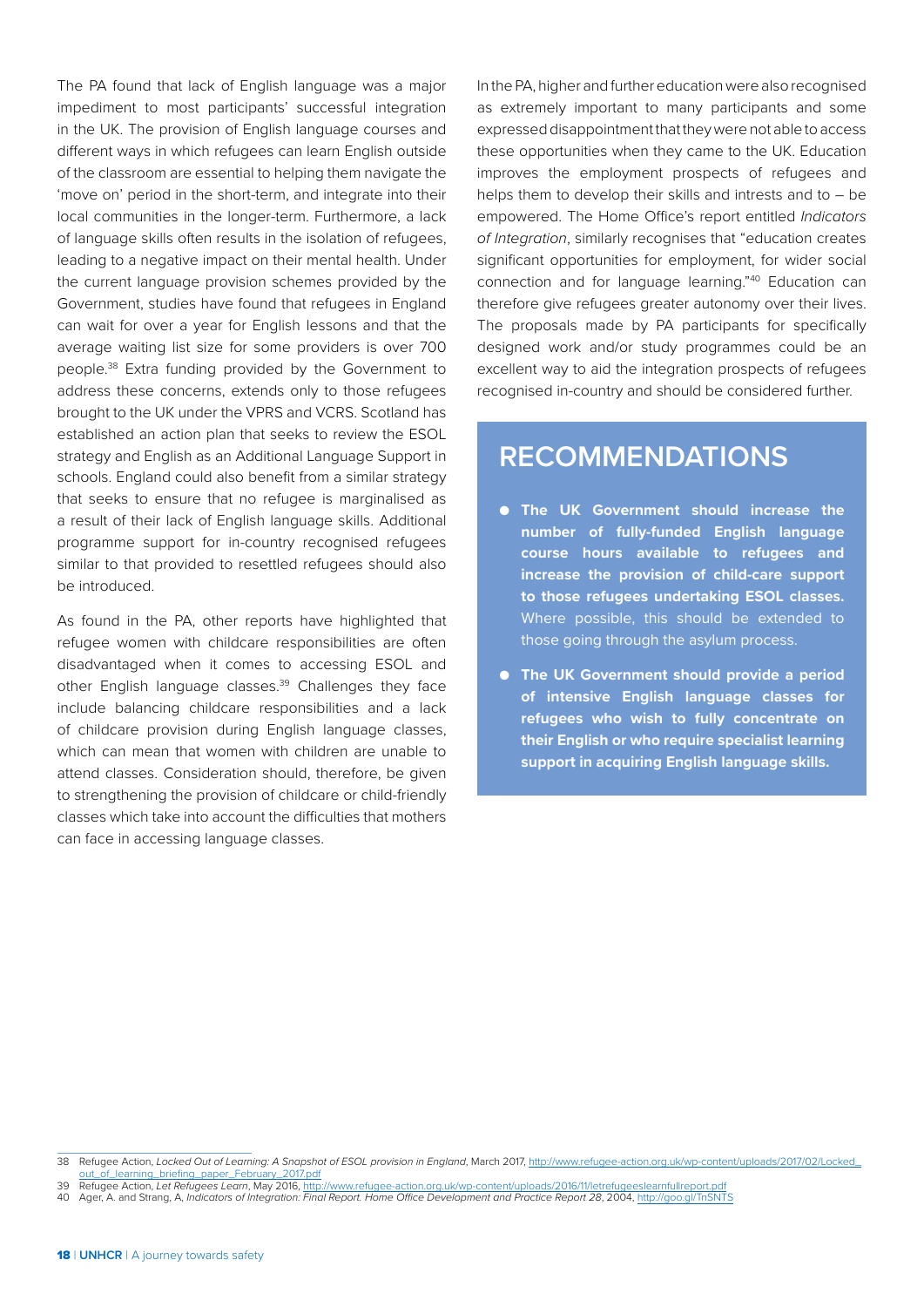The PA found that lack of English language was a major impediment to most participants' successful integration in the UK. The provision of English language courses and different ways in which refugees can learn English outside of the classroom are essential to helping them navigate the 'move on' period in the short-term, and integrate into their local communities in the longer-term. Furthermore, a lack of language skills often results in the isolation of refugees, leading to a negative impact on their mental health. Under the current language provision schemes provided by the Government, studies have found that refugees in England can wait for over a year for English lessons and that the average waiting list size for some providers is over 700 people.[38] Extra funding provided by the Government to address these concerns, extends only to those refugees brought to the UK under the VPRS and VCRS. Scotland has established an action plan that seeks to review the ESOL strategy and English as an Additional Language Support in schools. England could also benefit from a similar strategy that seeks to ensure that no refugee is marginalised as a result of their lack of English language skills. Additional programme support for in-country recognised refugees similar to that provided to resettled refugees should also be introduced.

As found in the PA, other reports have highlighted that refugee women with childcare responsibilities are often disadvantaged when it comes to accessing ESOL and other English language classes.[39] Challenges they face include balancing childcare responsibilities and a lack of childcare provision during English language classes, which can mean that women with children are unable to attend classes. Consideration should, therefore, be given to strengthening the provision of childcare or child-friendly classes which take into account the difficulties that mothers can face in accessing language classes.

In the PA, higher and further education were also recognised as extremely important to many participants and some expressed disappointment that they were not able to access these opportunities when they came to the UK. Education improves the employment prospects of refugees and helps them to develop their skills and intrests and to – be empowered. The Home Office's report entitled *Indicators of Integration*, similarly recognises that "education creates significant opportunities for employment, for wider social connection and for language learning."[40] Education can therefore give refugees greater autonomy over their lives. The proposals made by PA participants for specifically designed work and/or study programmes could be an excellent way to aid the integration prospects of refugees recognised in-country and should be considered further.

## RECOMMENDATIONS

- **The UK Government should increase the number of fully-funded English language course hours available to refugees and increase the provision of child-care support to those refugees undertaking ESOL classes.** Where possible, this should be extended to those going through the asylum process.
- **The UK Government should provide a period of intensive English language classes for refugees who wish to fully concentrate on their English or who require specialist learning support in acquiring English language skills.**

---

38 Refugee Action, *Locked Out of Learning: A Snapshot of ESOL provision in England*, March 2017, http://www.refugee-action.org.uk/wp-content/uploads/2017/02/Locked_out_of_learning_briefing_paper_February_2017.pdf

39 Refugee Action, *Let Refugees Learn*, May 2016, http://www.refugee-action.org.uk/wp-content/uploads/2016/11/letrefugeeslearnfullreport.pdf

40 Ager, A. and Strang, A, *Indicators of Integration: Final Report. Home Office Development and Practice Report 28*, 2004, http://goo.gl/TnSNTS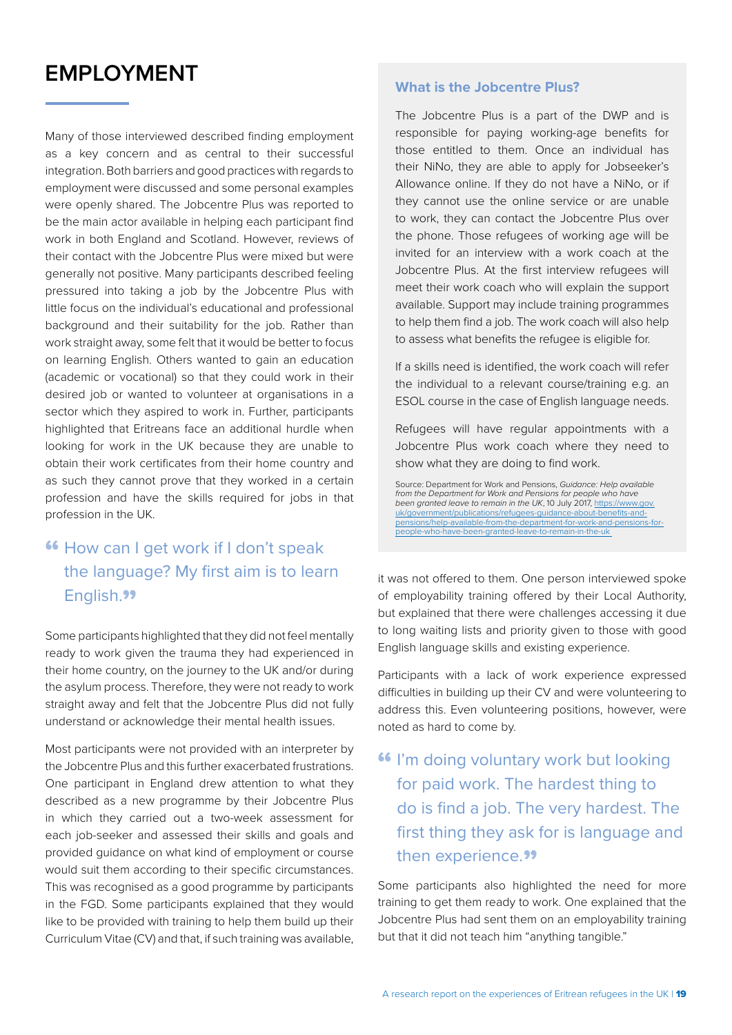# EMPLOYMENT

Many of those interviewed described finding employment as a key concern and as central to their successful integration. Both barriers and good practices with regards to employment were discussed and some personal examples were openly shared. The Jobcentre Plus was reported to be the main actor available in helping each participant find work in both England and Scotland. However, reviews of their contact with the Jobcentre Plus were mixed but were generally not positive. Many participants described feeling pressured into taking a job by the Jobcentre Plus with little focus on the individual's educational and professional background and their suitability for the job. Rather than work straight away, some felt that it would be better to focus on learning English. Others wanted to gain an education (academic or vocational) so that they could work in their desired job or wanted to volunteer at organisations in a sector which they aspired to work in. Further, participants highlighted that Eritreans face an additional hurdle when looking for work in the UK because they are unable to obtain their work certificates from their home country and as such they cannot prove that they worked in a certain profession and have the skills required for jobs in that profession in the UK.

> "How can I get work if I don't speak the language? My first aim is to learn English."

Some participants highlighted that they did not feel mentally ready to work given the trauma they had experienced in their home country, on the journey to the UK and/or during the asylum process. Therefore, they were not ready to work straight away and felt that the Jobcentre Plus did not fully understand or acknowledge their mental health issues.

Most participants were not provided with an interpreter by the Jobcentre Plus and this further exacerbated frustrations. One participant in England drew attention to what they described as a new programme by their Jobcentre Plus in which they carried out a two-week assessment for each job-seeker and assessed their skills and goals and provided guidance on what kind of employment or course would suit them according to their specific circumstances. This was recognised as a good programme by participants in the FGD. Some participants explained that they would like to be provided with training to help them build up their Curriculum Vitae (CV) and that, if such training was available, it was not offered to them. One person interviewed spoke of employability training offered by their Local Authority, but explained that there were challenges accessing it due to long waiting lists and priority given to those with good English language skills and existing experience.

Participants with a lack of work experience expressed difficulties in building up their CV and were volunteering to address this. Even volunteering positions, however, were noted as hard to come by.

> "I'm doing voluntary work but looking for paid work. The hardest thing to do is find a job. The very hardest. The first thing they ask for is language and then experience."

Some participants also highlighted the need for more training to get them ready to work. One explained that the Jobcentre Plus had sent them on an employability training but that it did not teach him "anything tangible."

### What is the Jobcentre Plus?

The Jobcentre Plus is a part of the DWP and is responsible for paying working-age benefits for those entitled to them. Once an individual has their NiNo, they are able to apply for Jobseeker's Allowance online. If they do not have a NiNo, or if they cannot use the online service or are unable to work, they can contact the Jobcentre Plus over the phone. Those refugees of working age will be invited for an interview with a work coach at the Jobcentre Plus. At the first interview refugees will meet their work coach who will explain the support available. Support may include training programmes to help them find a job. The work coach will also help to assess what benefits the refugee is eligible for.

If a skills need is identified, the work coach will refer the individual to a relevant course/training e.g. an ESOL course in the case of English language needs.

Refugees will have regular appointments with a Jobcentre Plus work coach where they need to show what they are doing to find work.

Source: Department for Work and Pensions, *Guidance: Help available from the Department for Work and Pensions for people who have been granted leave to remain in the UK*, 10 July 2017, https://www.gov.uk/government/publications/refugees-guidance-about-benefits-and-pensions/help-available-from-the-department-for-work-and-pensions-for-people-who-have-been-granted-leave-to-remain-in-the-uk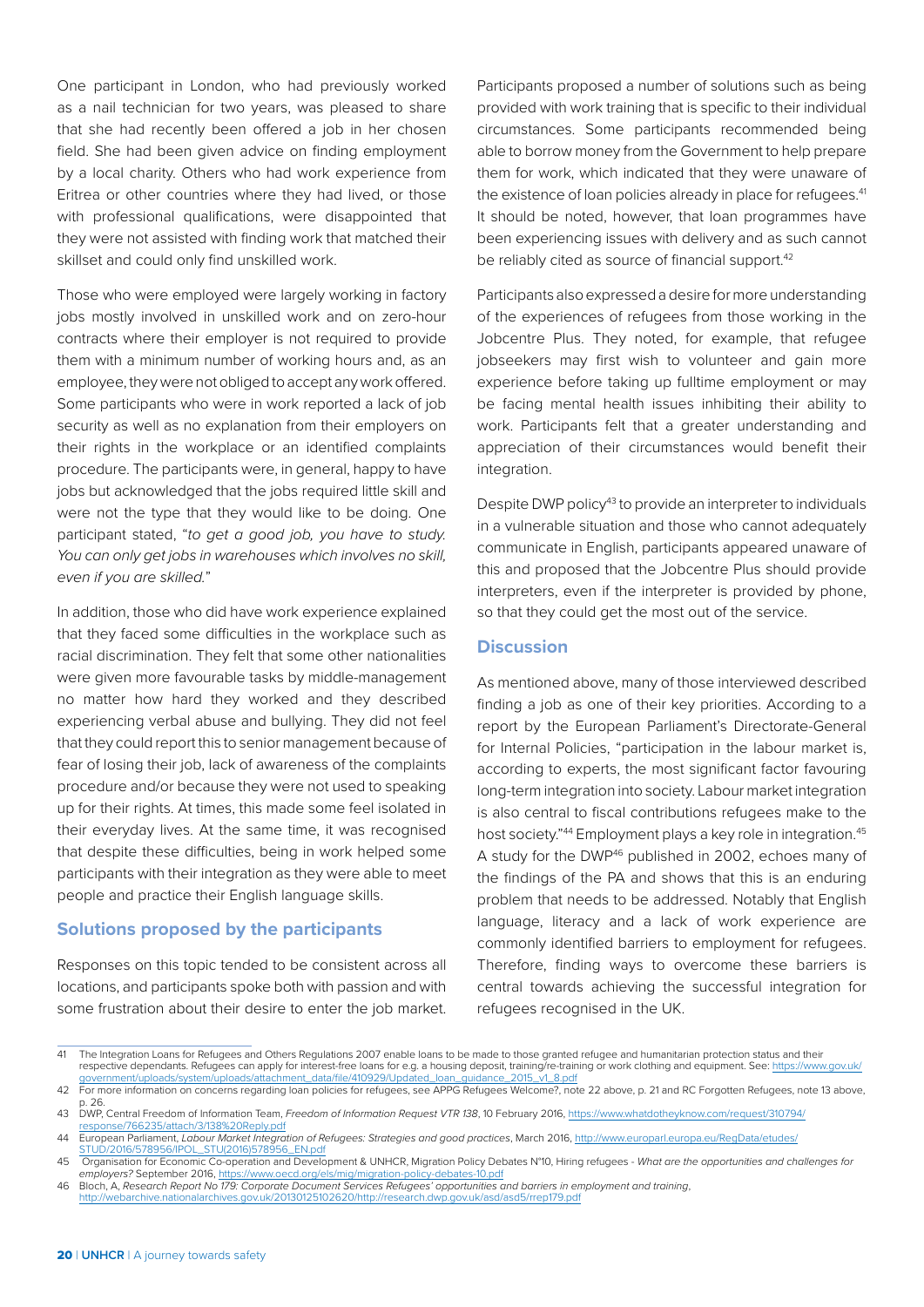One participant in London, who had previously worked as a nail technician for two years, was pleased to share that she had recently been offered a job in her chosen field. She had been given advice on finding employment by a local charity. Others who had work experience from Eritrea or other countries where they had lived, or those with professional qualifications, were disappointed that they were not assisted with finding work that matched their skillset and could only find unskilled work.

Those who were employed were largely working in factory jobs mostly involved in unskilled work and on zero-hour contracts where their employer is not required to provide them with a minimum number of working hours and, as an employee, they were not obliged to accept any work offered. Some participants who were in work reported a lack of job security as well as no explanation from their employers on their rights in the workplace or an identified complaints procedure. The participants were, in general, happy to have jobs but acknowledged that the jobs required little skill and were not the type that they would like to be doing. One participant stated, "*to get a good job, you have to study. You can only get jobs in warehouses which involves no skill, even if you are skilled.*"

In addition, those who did have work experience explained that they faced some difficulties in the workplace such as racial discrimination. They felt that some other nationalities were given more favourable tasks by middle-management no matter how hard they worked and they described experiencing verbal abuse and bullying. They did not feel that they could report this to senior management because of fear of losing their job, lack of awareness of the complaints procedure and/or because they were not used to speaking up for their rights. At times, this made some feel isolated in their everyday lives. At the same time, it was recognised that despite these difficulties, being in work helped some participants with their integration as they were able to meet people and practice their English language skills.

### Solutions proposed by the participants

Responses on this topic tended to be consistent across all locations, and participants spoke both with passion and with some frustration about their desire to enter the job market. Participants proposed a number of solutions such as being provided with work training that is specific to their individual circumstances. Some participants recommended being able to borrow money from the Government to help prepare them for work, which indicated that they were unaware of the existence of loan policies already in place for refugees.[41] It should be noted, however, that loan programmes have been experiencing issues with delivery and as such cannot be reliably cited as source of financial support.[42]

Participants also expressed a desire for more understanding of the experiences of refugees from those working in the Jobcentre Plus. They noted, for example, that refugee jobseekers may first wish to volunteer and gain more experience before taking up fulltime employment or may be facing mental health issues inhibiting their ability to work. Participants felt that a greater understanding and appreciation of their circumstances would benefit their integration.

Despite DWP policy[43] to provide an interpreter to individuals in a vulnerable situation and those who cannot adequately communicate in English, participants appeared unaware of this and proposed that the Jobcentre Plus should provide interpreters, even if the interpreter is provided by phone, so that they could get the most out of the service.

### Discussion

As mentioned above, many of those interviewed described finding a job as one of their key priorities. According to a report by the European Parliament's Directorate-General for Internal Policies, "participation in the labour market is, according to experts, the most significant factor favouring long-term integration into society. Labour market integration is also central to fiscal contributions refugees make to the host society."[44] Employment plays a key role in integration.[45] A study for the DWP[46] published in 2002, echoes many of the findings of the PA and shows that this is an enduring problem that needs to be addressed. Notably that English language, literacy and a lack of work experience are commonly identified barriers to employment for refugees. Therefore, finding ways to overcome these barriers is central towards achieving the successful integration for refugees recognised in the UK.

---

41 The Integration Loans for Refugees and Others Regulations 2007 enable loans to be made to those granted refugee and humanitarian protection status and their respective dependants. Refugees can apply for interest-free loans for e.g. a housing deposit, training/re-training or work clothing and equipment. See: https://www.gov.uk/government/uploads/system/uploads/attachment_data/file/410929/Updated_loan_guidance_2015_v1_8.pdf

42 For more information on concerns regarding loan policies for refugees, see APPG Refugees Welcome?, note 22 above, p. 21 and RC Forgotten Refugees, note 13 above, p. 26.

43 DWP, Central Freedom of Information Team, *Freedom of Information Request VTR 138*, 10 February 2016, https://www.whatdotheyknow.com/request/310794/response/766235/attach/3/138%20Reply.pdf

44 European Parliament, *Labour Market Integration of Refugees: Strategies and good practices*, March 2016, http://www.europarl.europa.eu/RegData/etudes/STUD/2016/578956/IPOL_STU(2016)578956_EN.pdf

45 Organisation for Economic Co-operation and Development & UNHCR, Migration Policy Debates N°10, Hiring refugees - *What are the opportunities and challenges for employers?* September 2016, https://www.oecd.org/els/mig/migration-policy-debates-10.pdf

46 Bloch, A, *Research Report No 179: Corporate Document Services Refugees' opportunities and barriers in employment and training*, http://webarchive.nationalarchives.gov.uk/20130125102620/http://research.dwp.gov.uk/asd/asd5/rrep179.pdf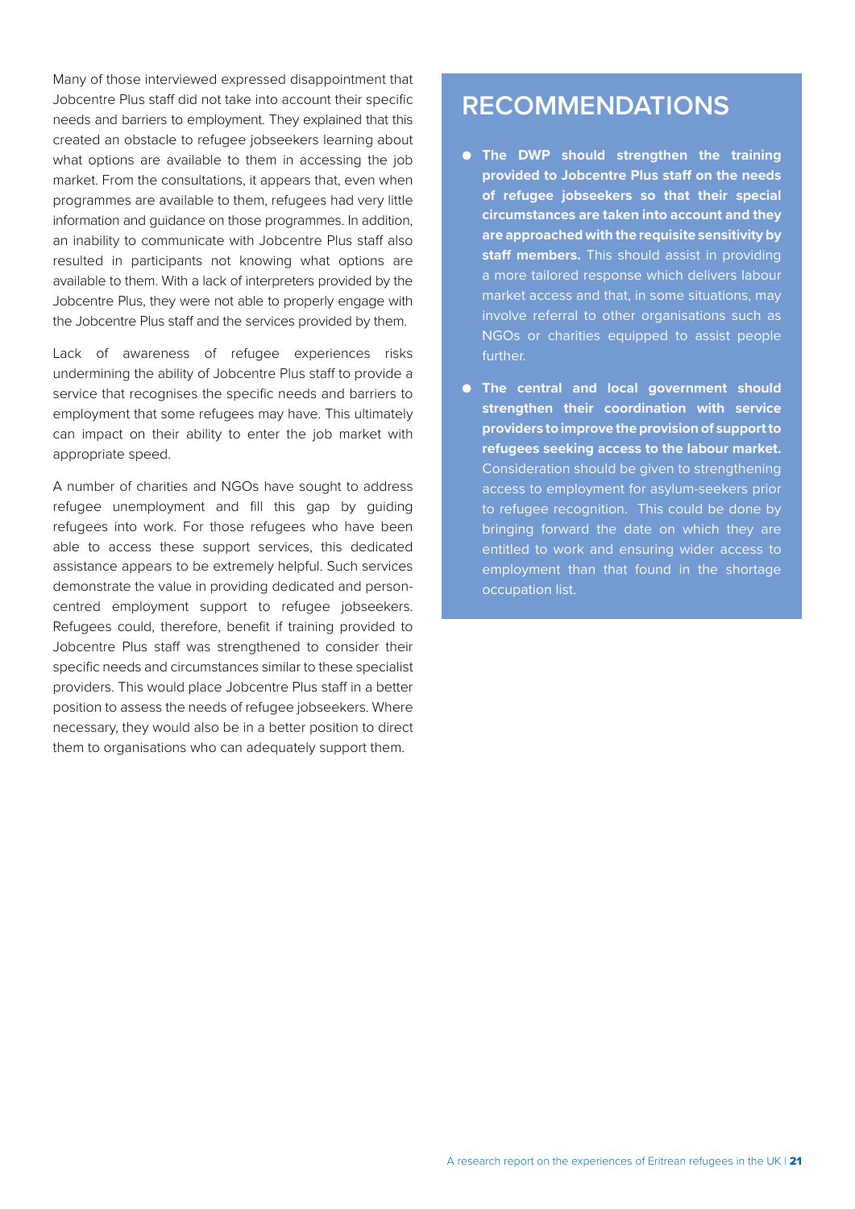Many of those interviewed expressed disappointment that Jobcentre Plus staff did not take into account their specific needs and barriers to employment. They explained that this created an obstacle to refugee jobseekers learning about what options are available to them in accessing the job market. From the consultations, it appears that, even when programmes are available to them, refugees had very little information and guidance on those programmes. In addition, an inability to communicate with Jobcentre Plus staff also resulted in participants not knowing what options are available to them. With a lack of interpreters provided by the Jobcentre Plus, they were not able to properly engage with the Jobcentre Plus staff and the services provided by them.

Lack of awareness of refugee experiences risks undermining the ability of Jobcentre Plus staff to provide a service that recognises the specific needs and barriers to employment that some refugees may have. This ultimately can impact on their ability to enter the job market with appropriate speed.

A number of charities and NGOs have sought to address refugee unemployment and fill this gap by guiding refugees into work. For those refugees who have been able to access these support services, this dedicated assistance appears to be extremely helpful. Such services demonstrate the value in providing dedicated and person-centred employment support to refugee jobseekers. Refugees could, therefore, benefit if training provided to Jobcentre Plus staff was strengthened to consider their specific needs and circumstances similar to these specialist providers. This would place Jobcentre Plus staff in a better position to assess the needs of refugee jobseekers. Where necessary, they would also be in a better position to direct them to organisations who can adequately support them.

## RECOMMENDATIONS

- **The DWP should strengthen the training provided to Jobcentre Plus staff on the needs of refugee jobseekers so that their special circumstances are taken into account and they are approached with the requisite sensitivity by staff members.** This should assist in providing a more tailored response which delivers labour market access and that, in some situations, may involve referral to other organisations such as NGOs or charities equipped to assist people further.
- **The central and local government should strengthen their coordination with service providers to improve the provision of support to refugees seeking access to the labour market.** Consideration should be given to strengthening access to employment for asylum-seekers prior to refugee recognition. This could be done by bringing forward the date on which they are entitled to work and ensuring wider access to employment than that found in the shortage occupation list.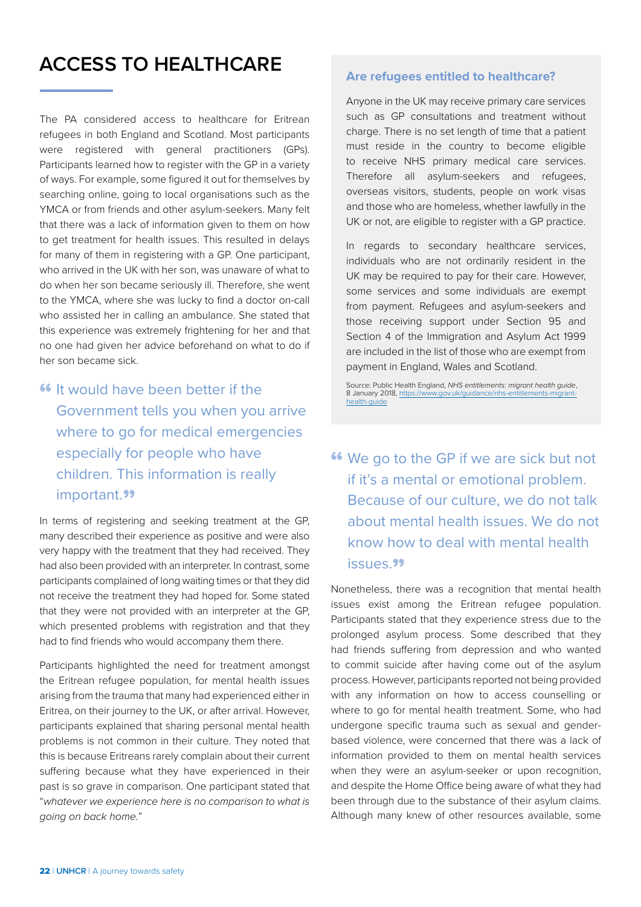# ACCESS TO HEALTHCARE

The PA considered access to healthcare for Eritrean refugees in both England and Scotland. Most participants were registered with general practitioners (GPs). Participants learned how to register with the GP in a variety of ways. For example, some figured it out for themselves by searching online, going to local organisations such as the YMCA or from friends and other asylum-seekers. Many felt that there was a lack of information given to them on how to get treatment for health issues. This resulted in delays for many of them in registering with a GP. One participant, who arrived in the UK with her son, was unaware of what to do when her son became seriously ill. Therefore, she went to the YMCA, where she was lucky to find a doctor on-call who assisted her in calling an ambulance. She stated that this experience was extremely frightening for her and that no one had given her advice beforehand on what to do if her son became sick.

> "It would have been better if the Government tells you when you arrive where to go for medical emergencies especially for people who have children. This information is really important."

In terms of registering and seeking treatment at the GP, many described their experience as positive and were also very happy with the treatment that they had received. They had also been provided with an interpreter. In contrast, some participants complained of long waiting times or that they did not receive the treatment they had hoped for. Some stated that they were not provided with an interpreter at the GP, which presented problems with registration and that they had to find friends who would accompany them there.

Participants highlighted the need for treatment amongst the Eritrean refugee population, for mental health issues arising from the trauma that many had experienced either in Eritrea, on their journey to the UK, or after arrival. However, participants explained that sharing personal mental health problems is not common in their culture. They noted that this is because Eritreans rarely complain about their current suffering because what they have experienced in their past is so grave in comparison. One participant stated that "*whatever we experience here is no comparison to what is going on back home.*"

### Are refugees entitled to healthcare?

Anyone in the UK may receive primary care services such as GP consultations and treatment without charge. There is no set length of time that a patient must reside in the country to become eligible to receive NHS primary medical care services. Therefore all asylum-seekers and refugees, overseas visitors, students, people on work visas and those who are homeless, whether lawfully in the UK or not, are eligible to register with a GP practice.

In regards to secondary healthcare services, individuals who are not ordinarily resident in the UK may be required to pay for their care. However, some services and some individuals are exempt from payment. Refugees and asylum-seekers and those receiving support under Section 95 and Section 4 of the Immigration and Asylum Act 1999 are included in the list of those who are exempt from payment in England, Wales and Scotland.

Source: Public Health England, *NHS entitlements: migrant health guide*, 8 January 2018, https://www.gov.uk/guidance/nhs-entitlements-migrant-health-guide

> "We go to the GP if we are sick but not if it's a mental or emotional problem. Because of our culture, we do not talk about mental health issues. We do not know how to deal with mental health issues."

Nonetheless, there was a recognition that mental health issues exist among the Eritrean refugee population. Participants stated that they experience stress due to the prolonged asylum process. Some described that they had friends suffering from depression and who wanted to commit suicide after having come out of the asylum process. However, participants reported not being provided with any information on how to access counselling or where to go for mental health treatment. Some, who had undergone specific trauma such as sexual and gender-based violence, were concerned that there was a lack of information provided to them on mental health services when they were an asylum-seeker or upon recognition, and despite the Home Office being aware of what they had been through due to the substance of their asylum claims. Although many knew of other resources available, some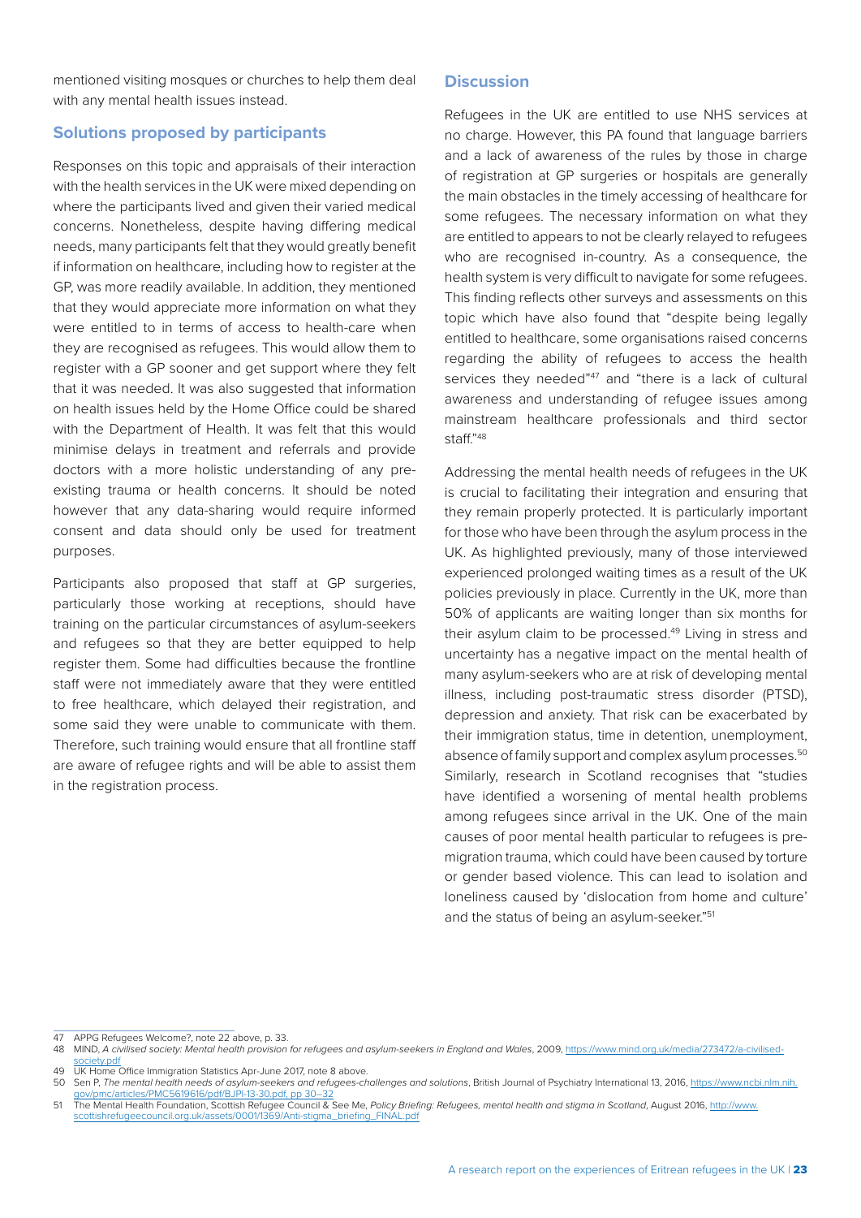mentioned visiting mosques or churches to help them deal with any mental health issues instead.

### Solutions proposed by participants

Responses on this topic and appraisals of their interaction with the health services in the UK were mixed depending on where the participants lived and given their varied medical concerns. Nonetheless, despite having differing medical needs, many participants felt that they would greatly benefit if information on healthcare, including how to register at the GP, was more readily available. In addition, they mentioned that they would appreciate more information on what they were entitled to in terms of access to health-care when they are recognised as refugees. This would allow them to register with a GP sooner and get support where they felt that it was needed. It was also suggested that information on health issues held by the Home Office could be shared with the Department of Health. It was felt that this would minimise delays in treatment and referrals and provide doctors with a more holistic understanding of any pre-existing trauma or health concerns. It should be noted however that any data-sharing would require informed consent and data should only be used for treatment purposes.

Participants also proposed that staff at GP surgeries, particularly those working at receptions, should have training on the particular circumstances of asylum-seekers and refugees so that they are better equipped to help register them. Some had difficulties because the frontline staff were not immediately aware that they were entitled to free healthcare, which delayed their registration, and some said they were unable to communicate with them. Therefore, such training would ensure that all frontline staff are aware of refugee rights and will be able to assist them in the registration process.

### Discussion

Refugees in the UK are entitled to use NHS services at no charge. However, this PA found that language barriers and a lack of awareness of the rules by those in charge of registration at GP surgeries or hospitals are generally the main obstacles in the timely accessing of healthcare for some refugees. The necessary information on what they are entitled to appears to not be clearly relayed to refugees who are recognised in-country. As a consequence, the health system is very difficult to navigate for some refugees. This finding reflects other surveys and assessments on this topic which have also found that "despite being legally entitled to healthcare, some organisations raised concerns regarding the ability of refugees to access the health services they needed"[47] and "there is a lack of cultural awareness and understanding of refugee issues among mainstream healthcare professionals and third sector staff."[48]

Addressing the mental health needs of refugees in the UK is crucial to facilitating their integration and ensuring that they remain properly protected. It is particularly important for those who have been through the asylum process in the UK. As highlighted previously, many of those interviewed experienced prolonged waiting times as a result of the UK policies previously in place. Currently in the UK, more than 50% of applicants are waiting longer than six months for their asylum claim to be processed.[49] Living in stress and uncertainty has a negative impact on the mental health of many asylum-seekers who are at risk of developing mental illness, including post-traumatic stress disorder (PTSD), depression and anxiety. That risk can be exacerbated by their immigration status, time in detention, unemployment, absence of family support and complex asylum processes.[50] Similarly, research in Scotland recognises that "studies have identified a worsening of mental health problems among refugees since arrival in the UK. One of the main causes of poor mental health particular to refugees is pre-migration trauma, which could have been caused by torture or gender based violence. This can lead to isolation and loneliness caused by 'dislocation from home and culture' and the status of being an asylum-seeker."[51]

---

47 APPG Refugees Welcome?, note 22 above, p. 33.

48 MIND, *A civilised society: Mental health provision for refugees and asylum-seekers in England and Wales*, 2009, https://www.mind.org.uk/media/273472/a-civilised-society.pdf

49 UK Home Office Immigration Statistics Apr-June 2017, note 8 above.

50 Sen P, *The mental health needs of asylum-seekers and refugees-challenges and solutions*, British Journal of Psychiatry International 13, 2016, https://www.ncbi.nlm.nih.gov/pmc/articles/PMC5619616/pdf/BJPI-13-30.pdf, pp 30–32

51 The Mental Health Foundation, Scottish Refugee Council & See Me, *Policy Briefing: Refugees, mental health and stigma in Scotland*, August 2016, http://www.scottishrefugeecouncil.org.uk/assets/0001/1369/Anti-stigma_briefing_FINAL.pdf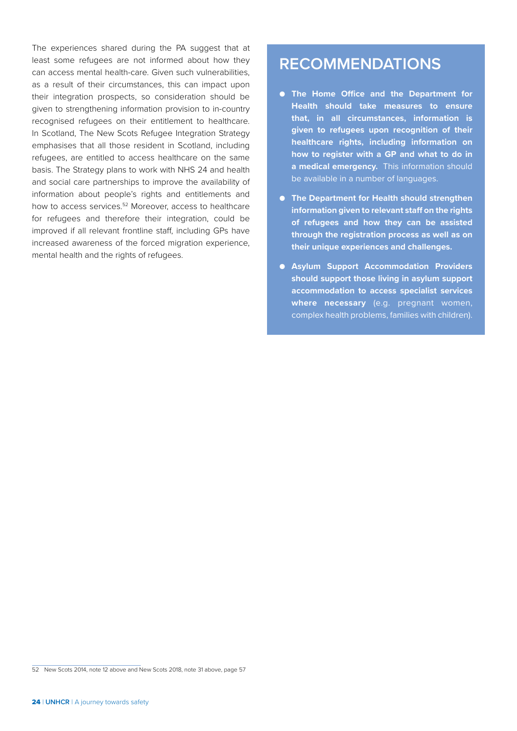The experiences shared during the PA suggest that at least some refugees are not informed about how they can access mental health-care. Given such vulnerabilities, as a result of their circumstances, this can impact upon their integration prospects, so consideration should be given to strengthening information provision to in-country recognised refugees on their entitlement to healthcare. In Scotland, The New Scots Refugee Integration Strategy emphasises that all those resident in Scotland, including refugees, are entitled to access healthcare on the same basis. The Strategy plans to work with NHS 24 and health and social care partnerships to improve the availability of information about people's rights and entitlements and how to access services.[52] Moreover, access to healthcare for refugees and therefore their integration, could be improved if all relevant frontline staff, including GPs have increased awareness of the forced migration experience, mental health and the rights of refugees.

## RECOMMENDATIONS

- **The Home Office and the Department for Health should take measures to ensure that, in all circumstances, information is given to refugees upon recognition of their healthcare rights, including information on how to register with a GP and what to do in a medical emergency.** This information should be available in a number of languages.
- **The Department for Health should strengthen information given to relevant staff on the rights of refugees and how they can be assisted through the registration process as well as on their unique experiences and challenges.**
- **Asylum Support Accommodation Providers should support those living in asylum support accommodation to access specialist services where necessary** (e.g. pregnant women, complex health problems, families with children).

52 New Scots 2014, note 12 above and New Scots 2018, note 31 above, page 57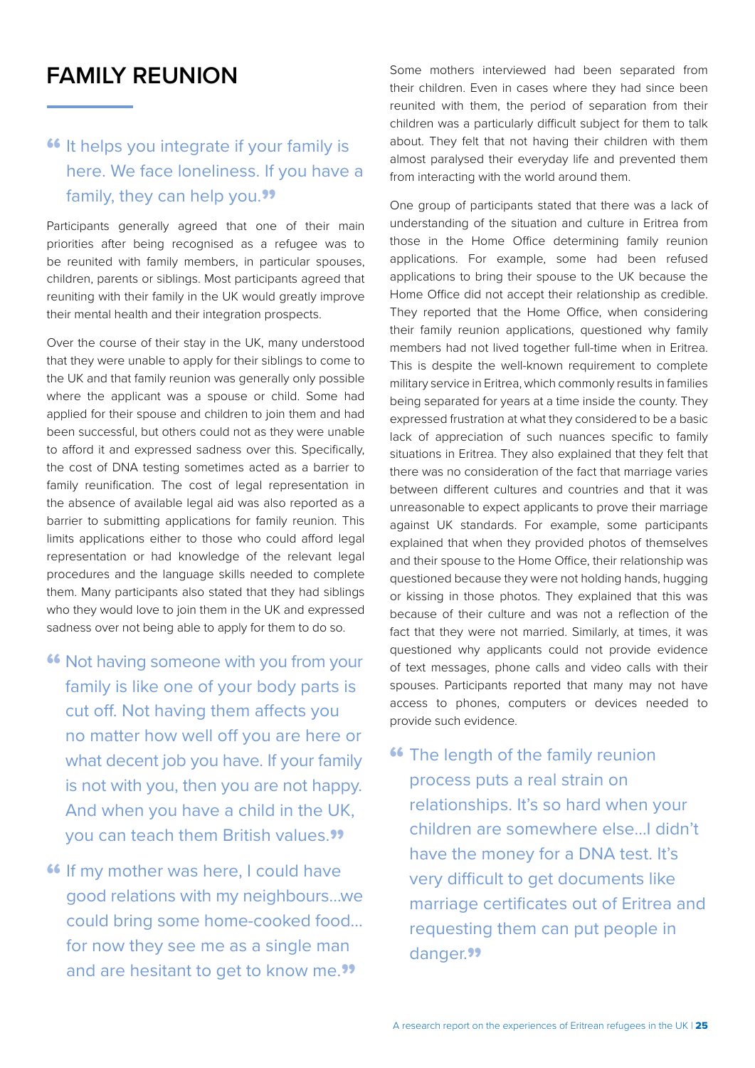# FAMILY REUNION

> "It helps you integrate if your family is here. We face loneliness. If you have a family, they can help you."

Participants generally agreed that one of their main priorities after being recognised as a refugee was to be reunited with family members, in particular spouses, children, parents or siblings. Most participants agreed that reuniting with their family in the UK would greatly improve their mental health and their integration prospects.

Over the course of their stay in the UK, many understood that they were unable to apply for their siblings to come to the UK and that family reunion was generally only possible where the applicant was a spouse or child. Some had applied for their spouse and children to join them and had been successful, but others could not as they were unable to afford it and expressed sadness over this. Specifically, the cost of DNA testing sometimes acted as a barrier to family reunification. The cost of legal representation in the absence of available legal aid was also reported as a barrier to submitting applications for family reunion. This limits applications either to those who could afford legal representation or had knowledge of the relevant legal procedures and the language skills needed to complete them. Many participants also stated that they had siblings who they would love to join them in the UK and expressed sadness over not being able to apply for them to do so.

> "Not having someone with you from your family is like one of your body parts is cut off. Not having them affects you no matter how well off you are here or what decent job you have. If your family is not with you, then you are not happy. And when you have a child in the UK, you can teach them British values."

> "If my mother was here, I could have good relations with my neighbours...we could bring some home-cooked food... for now they see me as a single man and are hesitant to get to know me."

Some mothers interviewed had been separated from their children. Even in cases where they had since been reunited with them, the period of separation from their children was a particularly difficult subject for them to talk about. They felt that not having their children with them almost paralysed their everyday life and prevented them from interacting with the world around them.

One group of participants stated that there was a lack of understanding of the situation and culture in Eritrea from those in the Home Office determining family reunion applications. For example, some had been refused applications to bring their spouse to the UK because the Home Office did not accept their relationship as credible. They reported that the Home Office, when considering their family reunion applications, questioned why family members had not lived together full-time when in Eritrea. This is despite the well-known requirement to complete military service in Eritrea, which commonly results in families being separated for years at a time inside the county. They expressed frustration at what they considered to be a basic lack of appreciation of such nuances specific to family situations in Eritrea. They also explained that they felt that there was no consideration of the fact that marriage varies between different cultures and countries and that it was unreasonable to expect applicants to prove their marriage against UK standards. For example, some participants explained that when they provided photos of themselves and their spouse to the Home Office, their relationship was questioned because they were not holding hands, hugging or kissing in those photos. They explained that this was because of their culture and was not a reflection of the fact that they were not married. Similarly, at times, it was questioned why applicants could not provide evidence of text messages, phone calls and video calls with their spouses. Participants reported that many may not have access to phones, computers or devices needed to provide such evidence.

> "The length of the family reunion process puts a real strain on relationships. It's so hard when your children are somewhere else...I didn't have the money for a DNA test. It's very difficult to get documents like marriage certificates out of Eritrea and requesting them can put people in danger."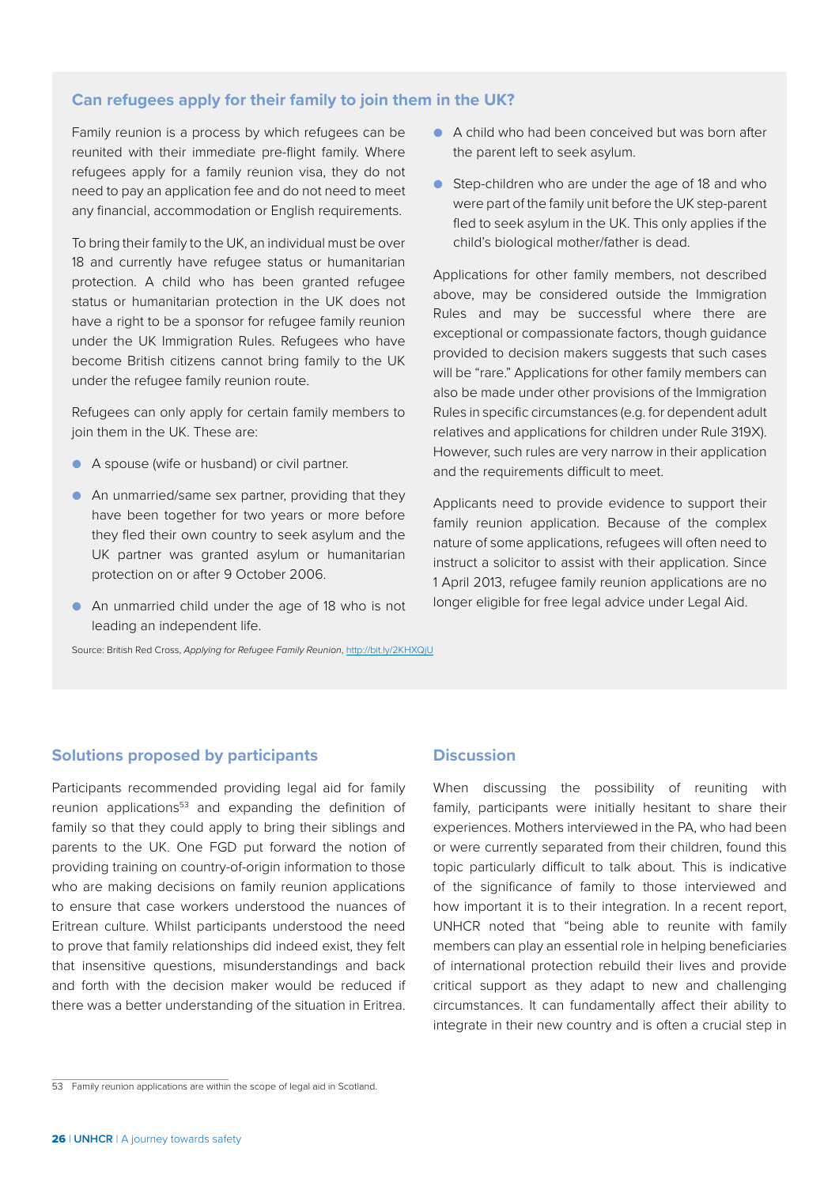## Can refugees apply for their family to join them in the UK?

Family reunion is a process by which refugees can be reunited with their immediate pre-flight family. Where refugees apply for a family reunion visa, they do not need to pay an application fee and do not need to meet any financial, accommodation or English requirements.

To bring their family to the UK, an individual must be over 18 and currently have refugee status or humanitarian protection. A child who has been granted refugee status or humanitarian protection in the UK does not have a right to be a sponsor for refugee family reunion under the UK Immigration Rules. Refugees who have become British citizens cannot bring family to the UK under the refugee family reunion route.

Refugees can only apply for certain family members to join them in the UK. These are:

- A spouse (wife or husband) or civil partner.
- An unmarried/same sex partner, providing that they have been together for two years or more before they fled their own country to seek asylum and the UK partner was granted asylum or humanitarian protection on or after 9 October 2006.
- An unmarried child under the age of 18 who is not leading an independent life.
- A child who had been conceived but was born after the parent left to seek asylum.
- Step-children who are under the age of 18 and who were part of the family unit before the UK step-parent fled to seek asylum in the UK. This only applies if the child's biological mother/father is dead.

Applications for other family members, not described above, may be considered outside the Immigration Rules and may be successful where there are exceptional or compassionate factors, though guidance provided to decision makers suggests that such cases will be "rare." Applications for other family members can also be made under other provisions of the Immigration Rules in specific circumstances (e.g. for dependent adult relatives and applications for children under Rule 319X). However, such rules are very narrow in their application and the requirements difficult to meet.

Applicants need to provide evidence to support their family reunion application. Because of the complex nature of some applications, refugees will often need to instruct a solicitor to assist with their application. Since 1 April 2013, refugee family reunion applications are no longer eligible for free legal advice under Legal Aid.

Source: British Red Cross, *Applying for Refugee Family Reunion*, http://bit.ly/2KHXQjU

### Solutions proposed by participants

Participants recommended providing legal aid for family reunion applications[53] and expanding the definition of family so that they could apply to bring their siblings and parents to the UK. One FGD put forward the notion of providing training on country-of-origin information to those who are making decisions on family reunion applications to ensure that case workers understood the nuances of Eritrean culture. Whilst participants understood the need to prove that family relationships did indeed exist, they felt that insensitive questions, misunderstandings and back and forth with the decision maker would be reduced if there was a better understanding of the situation in Eritrea.

### Discussion

When discussing the possibility of reuniting with family, participants were initially hesitant to share their experiences. Mothers interviewed in the PA, who had been or were currently separated from their children, found this topic particularly difficult to talk about. This is indicative of the significance of family to those interviewed and how important it is to their integration. In a recent report, UNHCR noted that "being able to reunite with family members can play an essential role in helping beneficiaries of international protection rebuild their lives and provide critical support as they adapt to new and challenging circumstances. It can fundamentally affect their ability to integrate in their new country and is often a crucial step in

53 Family reunion applications are within the scope of legal aid in Scotland.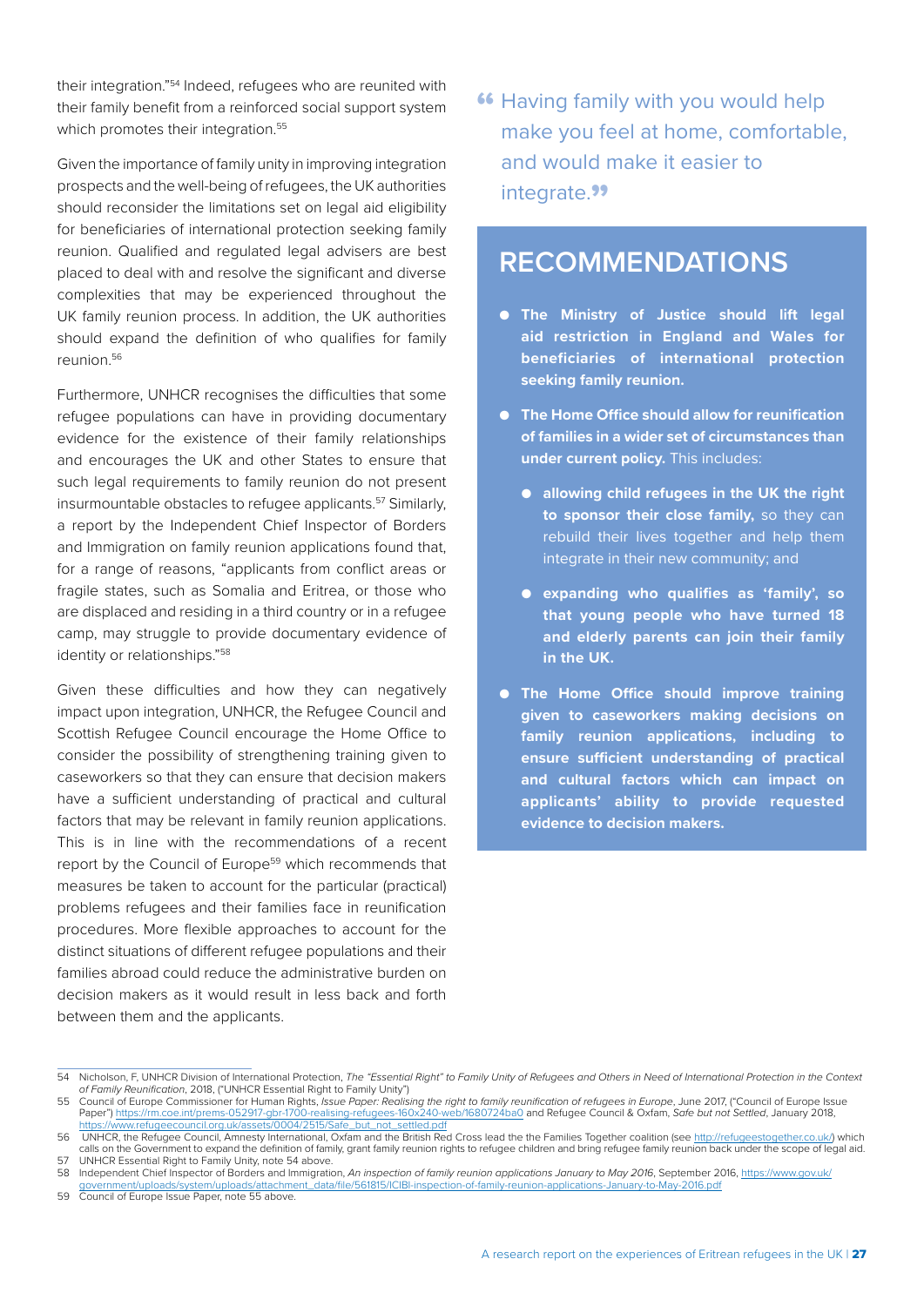their integration."[54] Indeed, refugees who are reunited with their family benefit from a reinforced social support system which promotes their integration.[55]

Given the importance of family unity in improving integration prospects and the well-being of refugees, the UK authorities should reconsider the limitations set on legal aid eligibility for beneficiaries of international protection seeking family reunion. Qualified and regulated legal advisers are best placed to deal with and resolve the significant and diverse complexities that may be experienced throughout the UK family reunion process. In addition, the UK authorities should expand the definition of who qualifies for family reunion.[56]

Furthermore, UNHCR recognises the difficulties that some refugee populations can have in providing documentary evidence for the existence of their family relationships and encourages the UK and other States to ensure that such legal requirements to family reunion do not present insurmountable obstacles to refugee applicants.[57] Similarly, a report by the Independent Chief Inspector of Borders and Immigration on family reunion applications found that, for a range of reasons, "applicants from conflict areas or fragile states, such as Somalia and Eritrea, or those who are displaced and residing in a third country or in a refugee camp, may struggle to provide documentary evidence of identity or relationships."[58]

Given these difficulties and how they can negatively impact upon integration, UNHCR, the Refugee Council and Scottish Refugee Council encourage the Home Office to consider the possibility of strengthening training given to caseworkers so that they can ensure that decision makers have a sufficient understanding of practical and cultural factors that may be relevant in family reunion applications. This is in line with the recommendations of a recent report by the Council of Europe[59] which recommends that measures be taken to account for the particular (practical) problems refugees and their families face in reunification procedures. More flexible approaches to account for the distinct situations of different refugee populations and their families abroad could reduce the administrative burden on decision makers as it would result in less back and forth between them and the applicants.

> "Having family with you would help make you feel at home, comfortable, and would make it easier to integrate."

## RECOMMENDATIONS

- **The Ministry of Justice should lift legal aid restriction in England and Wales for beneficiaries of international protection seeking family reunion.**
- **The Home Office should allow for reunification of families in a wider set of circumstances than under current policy.** This includes:
  - **allowing child refugees in the UK the right to sponsor their close family,** so they can rebuild their lives together and help them integrate in their new community; and
  - **expanding who qualifies as 'family', so that young people who have turned 18 and elderly parents can join their family in the UK.**
- **The Home Office should improve training given to caseworkers making decisions on family reunion applications, including to ensure sufficient understanding of practical and cultural factors which can impact on applicants' ability to provide requested evidence to decision makers.**

---

54 Nicholson, F, UNHCR Division of International Protection, *The "Essential Right" to Family Unity of Refugees and Others in Need of International Protection in the Context of Family Reunification*, 2018, ("UNHCR Essential Right to Family Unity")

55 Council of Europe Commissioner for Human Rights, *Issue Paper: Realising the right to family reunification of refugees in Europe*, June 2017, ("Council of Europe Issue Paper") https://rm.coe.int/prems-052917-gbr-1700-realising-refugees-160x240-web/1680724ba0 and Refugee Council & Oxfam, *Safe but not Settled*, January 2018, https://www.refugeecouncil.org.uk/assets/0004/2515/Safe_but_not_settled.pdf

56 UNHCR, the Refugee Council, Amnesty International, Oxfam and the British Red Cross lead the the Families Together coalition (see http://refugeestogether.co.uk/) which calls on the Government to expand the definition of family, grant family reunion rights to refugee children and bring refugee family reunion back under the scope of legal aid.

57 UNHCR Essential Right to Family Unity, note 54 above.

58 Independent Chief Inspector of Borders and Immigration, *An inspection of family reunion applications January to May 2016*, September 2016, https://www.gov.uk/government/uploads/system/uploads/attachment_data/file/561815/ICIBI-inspection-of-family-reunion-applications-January-to-May-2016.pdf

59 Council of Europe Issue Paper, note 55 above.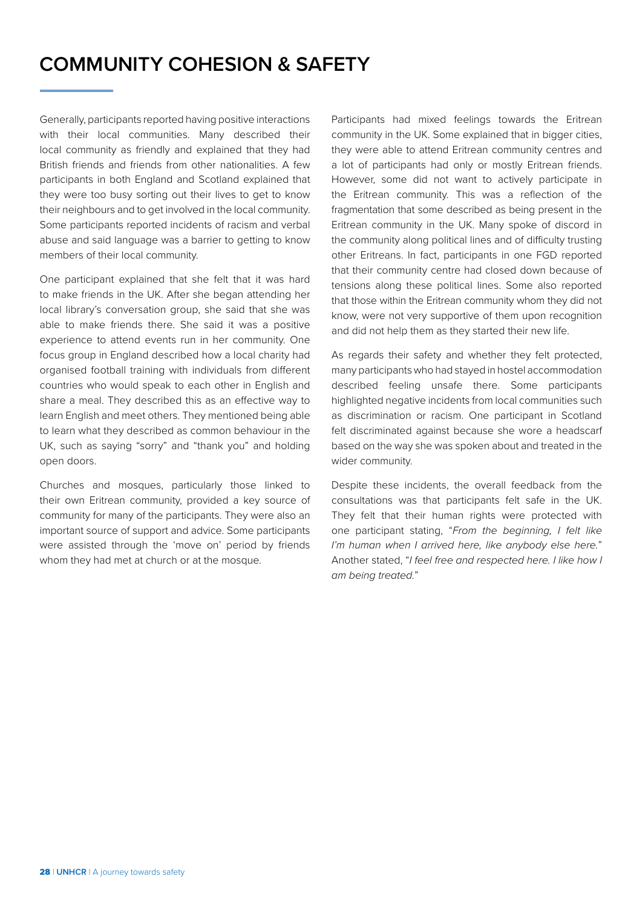# COMMUNITY COHESION & SAFETY

Generally, participants reported having positive interactions with their local communities. Many described their local community as friendly and explained that they had British friends and friends from other nationalities. A few participants in both England and Scotland explained that they were too busy sorting out their lives to get to know their neighbours and to get involved in the local community. Some participants reported incidents of racism and verbal abuse and said language was a barrier to getting to know members of their local community.

One participant explained that she felt that it was hard to make friends in the UK. After she began attending her local library's conversation group, she said that she was able to make friends there. She said it was a positive experience to attend events run in her community. One focus group in England described how a local charity had organised football training with individuals from different countries who would speak to each other in English and share a meal. They described this as an effective way to learn English and meet others. They mentioned being able to learn what they described as common behaviour in the UK, such as saying "sorry" and "thank you" and holding open doors.

Churches and mosques, particularly those linked to their own Eritrean community, provided a key source of community for many of the participants. They were also an important source of support and advice. Some participants were assisted through the 'move on' period by friends whom they had met at church or at the mosque.

Participants had mixed feelings towards the Eritrean community in the UK. Some explained that in bigger cities, they were able to attend Eritrean community centres and a lot of participants had only or mostly Eritrean friends. However, some did not want to actively participate in the Eritrean community. This was a reflection of the fragmentation that some described as being present in the Eritrean community in the UK. Many spoke of discord in the community along political lines and of difficulty trusting other Eritreans. In fact, participants in one FGD reported that their community centre had closed down because of tensions along these political lines. Some also reported that those within the Eritrean community whom they did not know, were not very supportive of them upon recognition and did not help them as they started their new life.

As regards their safety and whether they felt protected, many participants who had stayed in hostel accommodation described feeling unsafe there. Some participants highlighted negative incidents from local communities such as discrimination or racism. One participant in Scotland felt discriminated against because she wore a headscarf based on the way she was spoken about and treated in the wider community.

Despite these incidents, the overall feedback from the consultations was that participants felt safe in the UK. They felt that their human rights were protected with one participant stating, "*From the beginning, I felt like I'm human when I arrived here, like anybody else here.*" Another stated, "*I feel free and respected here. I like how I am being treated.*"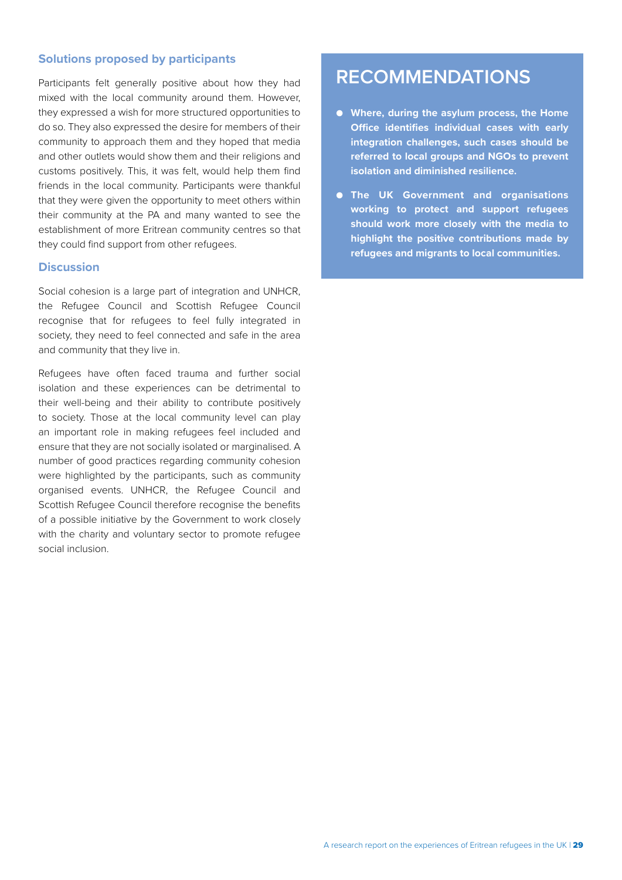### Solutions proposed by participants

Participants felt generally positive about how they had mixed with the local community around them. However, they expressed a wish for more structured opportunities to do so. They also expressed the desire for members of their community to approach them and they hoped that media and other outlets would show them and their religions and customs positively. This, it was felt, would help them find friends in the local community. Participants were thankful that they were given the opportunity to meet others within their community at the PA and many wanted to see the establishment of more Eritrean community centres so that they could find support from other refugees.

### Discussion

Social cohesion is a large part of integration and UNHCR, the Refugee Council and Scottish Refugee Council recognise that for refugees to feel fully integrated in society, they need to feel connected and safe in the area and community that they live in.

Refugees have often faced trauma and further social isolation and these experiences can be detrimental to their well-being and their ability to contribute positively to society. Those at the local community level can play an important role in making refugees feel included and ensure that they are not socially isolated or marginalised. A number of good practices regarding community cohesion were highlighted by the participants, such as community organised events. UNHCR, the Refugee Council and Scottish Refugee Council therefore recognise the benefits of a possible initiative by the Government to work closely with the charity and voluntary sector to promote refugee social inclusion.

## RECOMMENDATIONS

- **Where, during the asylum process, the Home Office identifies individual cases with early integration challenges, such cases should be referred to local groups and NGOs to prevent isolation and diminished resilience.**
- **The UK Government and organisations working to protect and support refugees should work more closely with the media to highlight the positive contributions made by refugees and migrants to local communities.**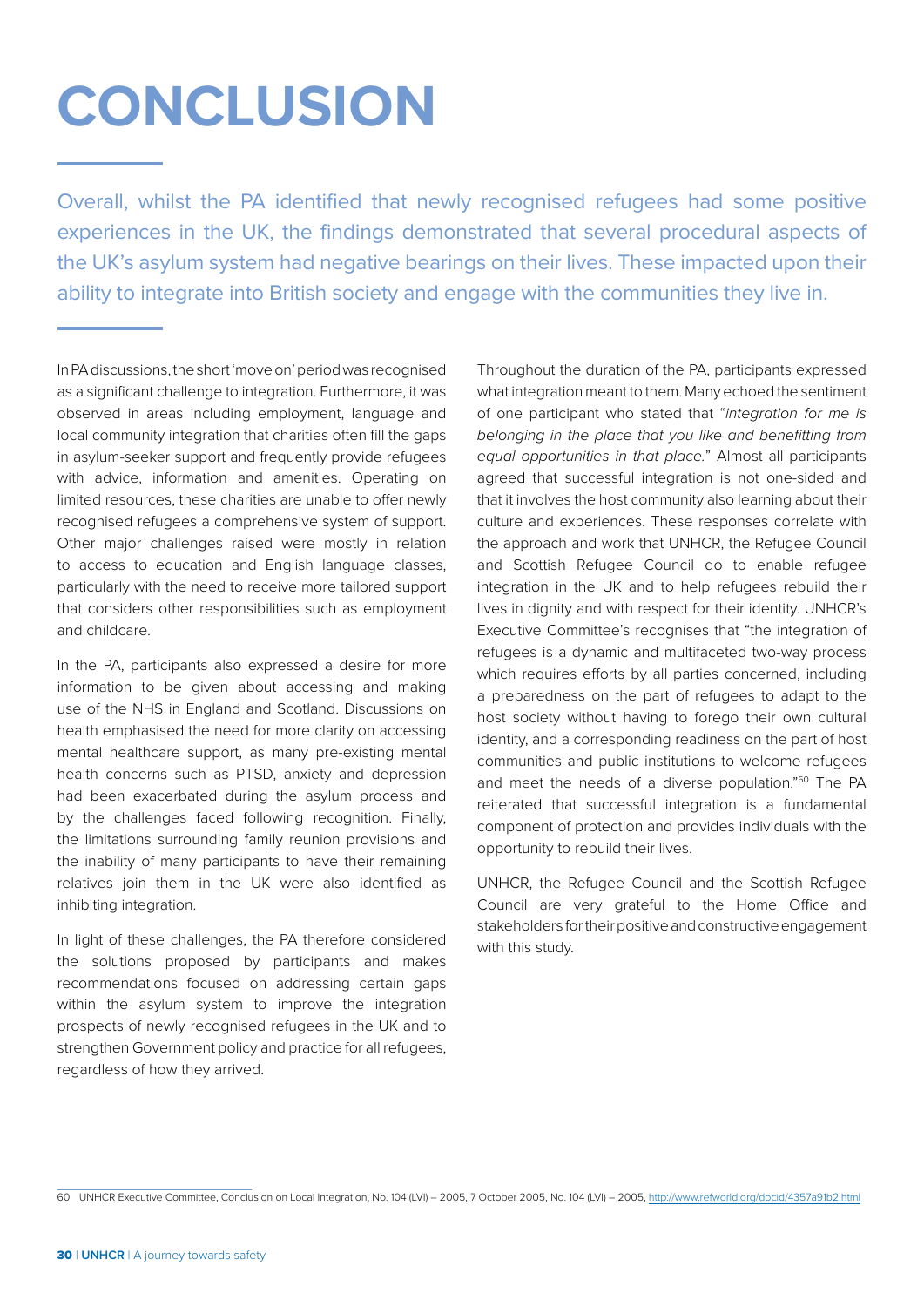# CONCLUSION

Overall, whilst the PA identified that newly recognised refugees had some positive experiences in the UK, the findings demonstrated that several procedural aspects of the UK's asylum system had negative bearings on their lives. These impacted upon their ability to integrate into British society and engage with the communities they live in.

In PA discussions, the short 'move on' period was recognised as a significant challenge to integration. Furthermore, it was observed in areas including employment, language and local community integration that charities often fill the gaps in asylum-seeker support and frequently provide refugees with advice, information and amenities. Operating on limited resources, these charities are unable to offer newly recognised refugees a comprehensive system of support. Other major challenges raised were mostly in relation to access to education and English language classes, particularly with the need to receive more tailored support that considers other responsibilities such as employment and childcare.

In the PA, participants also expressed a desire for more information to be given about accessing and making use of the NHS in England and Scotland. Discussions on health emphasised the need for more clarity on accessing mental healthcare support, as many pre-existing mental health concerns such as PTSD, anxiety and depression had been exacerbated during the asylum process and by the challenges faced following recognition. Finally, the limitations surrounding family reunion provisions and the inability of many participants to have their remaining relatives join them in the UK were also identified as inhibiting integration.

In light of these challenges, the PA therefore considered the solutions proposed by participants and makes recommendations focused on addressing certain gaps within the asylum system to improve the integration prospects of newly recognised refugees in the UK and to strengthen Government policy and practice for all refugees, regardless of how they arrived.

Throughout the duration of the PA, participants expressed what integration meant to them. Many echoed the sentiment of one participant who stated that "*integration for me is belonging in the place that you like and benefitting from equal opportunities in that place.*" Almost all participants agreed that successful integration is not one-sided and that it involves the host community also learning about their culture and experiences. These responses correlate with the approach and work that UNHCR, the Refugee Council and Scottish Refugee Council do to enable refugee integration in the UK and to help refugees rebuild their lives in dignity and with respect for their identity. UNHCR's Executive Committee's recognises that "the integration of refugees is a dynamic and multifaceted two-way process which requires efforts by all parties concerned, including a preparedness on the part of refugees to adapt to the host society without having to forego their own cultural identity, and a corresponding readiness on the part of host communities and public institutions to welcome refugees and meet the needs of a diverse population."[60] The PA reiterated that successful integration is a fundamental component of protection and provides individuals with the opportunity to rebuild their lives.

UNHCR, the Refugee Council and the Scottish Refugee Council are very grateful to the Home Office and stakeholders for their positive and constructive engagement with this study.

---

60 UNHCR Executive Committee, Conclusion on Local Integration, No. 104 (LVI) – 2005, 7 October 2005, No. 104 (LVI) – 2005, http://www.refworld.org/docid/4357a91b2.html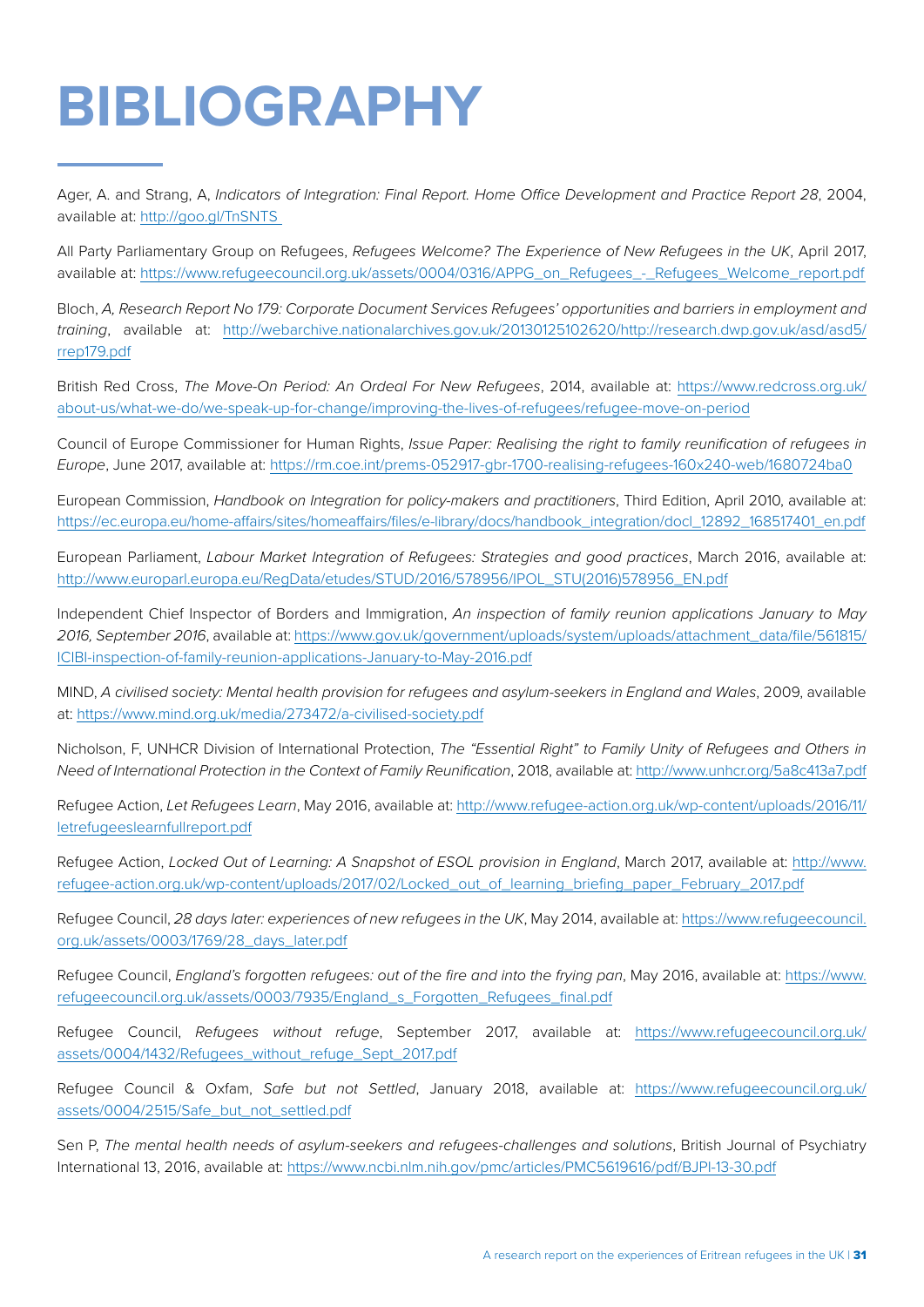# BIBLIOGRAPHY

Ager, A. and Strang, A, *Indicators of Integration: Final Report. Home Office Development and Practice Report 28*, 2004, available at: http://goo.gl/TnSNTS

All Party Parliamentary Group on Refugees, *Refugees Welcome? The Experience of New Refugees in the UK*, April 2017, available at: https://www.refugeecouncil.org.uk/assets/0004/0316/APPG_on_Refugees_-_Refugees_Welcome_report.pdf

Bloch, *A, Research Report No 179: Corporate Document Services Refugees' opportunities and barriers in employment and training*, available at: http://webarchive.nationalarchives.gov.uk/20130125102620/http://research.dwp.gov.uk/asd/asd5/rrep179.pdf

British Red Cross, *The Move-On Period: An Ordeal For New Refugees*, 2014, available at: https://www.redcross.org.uk/about-us/what-we-do/we-speak-up-for-change/improving-the-lives-of-refugees/refugee-move-on-period

Council of Europe Commissioner for Human Rights, *Issue Paper: Realising the right to family reunification of refugees in Europe*, June 2017, available at: https://rm.coe.int/prems-052917-gbr-1700-realising-refugees-160x240-web/1680724ba0

European Commission, *Handbook on Integration for policy-makers and practitioners*, Third Edition, April 2010, available at: https://ec.europa.eu/home-affairs/sites/homeaffairs/files/e-library/docs/handbook_integration/docl_12892_168517401_en.pdf

European Parliament, *Labour Market Integration of Refugees: Strategies and good practices*, March 2016, available at: http://www.europarl.europa.eu/RegData/etudes/STUD/2016/578956/IPOL_STU(2016)578956_EN.pdf

Independent Chief Inspector of Borders and Immigration, *An inspection of family reunion applications January to May 2016, September 2016*, available at: https://www.gov.uk/government/uploads/system/uploads/attachment_data/file/561815/ICIBI-inspection-of-family-reunion-applications-January-to-May-2016.pdf

MIND, *A civilised society: Mental health provision for refugees and asylum-seekers in England and Wales*, 2009, available at: https://www.mind.org.uk/media/273472/a-civilised-society.pdf

Nicholson, F, UNHCR Division of International Protection, *The "Essential Right" to Family Unity of Refugees and Others in Need of International Protection in the Context of Family Reunification*, 2018, available at: http://www.unhcr.org/5a8c413a7.pdf

Refugee Action, *Let Refugees Learn*, May 2016, available at: http://www.refugee-action.org.uk/wp-content/uploads/2016/11/letrefugeeslearnfullreport.pdf

Refugee Action, *Locked Out of Learning: A Snapshot of ESOL provision in England*, March 2017, available at: http://www.refugee-action.org.uk/wp-content/uploads/2017/02/Locked_out_of_learning_briefing_paper_February_2017.pdf

Refugee Council, *28 days later: experiences of new refugees in the UK*, May 2014, available at: https://www.refugeecouncil.org.uk/assets/0003/1769/28_days_later.pdf

Refugee Council, *England's forgotten refugees: out of the fire and into the frying pan*, May 2016, available at: https://www.refugeecouncil.org.uk/assets/0003/7935/England_s_Forgotten_Refugees_final.pdf

Refugee Council, *Refugees without refuge*, September 2017, available at: https://www.refugeecouncil.org.uk/assets/0004/1432/Refugees_without_refuge_Sept_2017.pdf

Refugee Council & Oxfam, *Safe but not Settled*, January 2018, available at: https://www.refugeecouncil.org.uk/assets/0004/2515/Safe_but_not_settled.pdf

Sen P, *The mental health needs of asylum-seekers and refugees-challenges and solutions*, British Journal of Psychiatry International 13, 2016, available at: https://www.ncbi.nlm.nih.gov/pmc/articles/PMC5619616/pdf/BJPI-13-30.pdf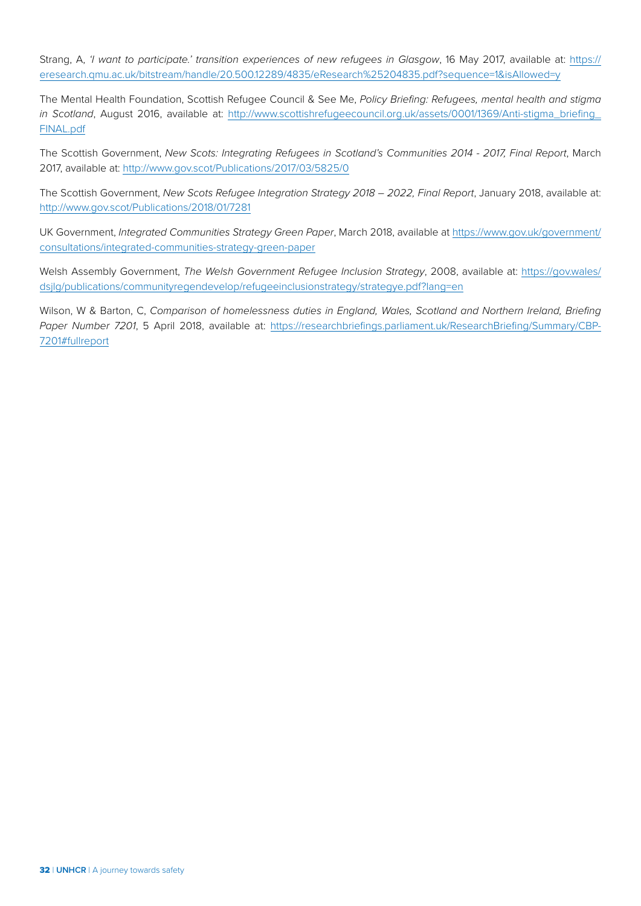Strang, A, *'I want to participate.' transition experiences of new refugees in Glasgow*, 16 May 2017, available at: https://eresearch.qmu.ac.uk/bitstream/handle/20.500.12289/4835/eResearch%25204835.pdf?sequence=1&isAllowed=y

The Mental Health Foundation, Scottish Refugee Council & See Me, *Policy Briefing: Refugees, mental health and stigma in Scotland*, August 2016, available at: http://www.scottishrefugeecouncil.org.uk/assets/0001/1369/Anti-stigma_briefing_FINAL.pdf

The Scottish Government, *New Scots: Integrating Refugees in Scotland's Communities 2014 - 2017, Final Report*, March 2017, available at: http://www.gov.scot/Publications/2017/03/5825/0

The Scottish Government, *New Scots Refugee Integration Strategy 2018 – 2022, Final Report*, January 2018, available at: http://www.gov.scot/Publications/2018/01/7281

UK Government, *Integrated Communities Strategy Green Paper*, March 2018, available at https://www.gov.uk/government/consultations/integrated-communities-strategy-green-paper

Welsh Assembly Government, *The Welsh Government Refugee Inclusion Strategy*, 2008, available at: https://gov.wales/dsjlg/publications/communityregendevelop/refugeeinclusionstrategy/strategye.pdf?lang=en

Wilson, W & Barton, C, *Comparison of homelessness duties in England, Wales, Scotland and Northern Ireland, Briefing Paper Number 7201*, 5 April 2018, available at: https://researchbriefings.parliament.uk/ResearchBriefing/Summary/CBP-7201#fullreport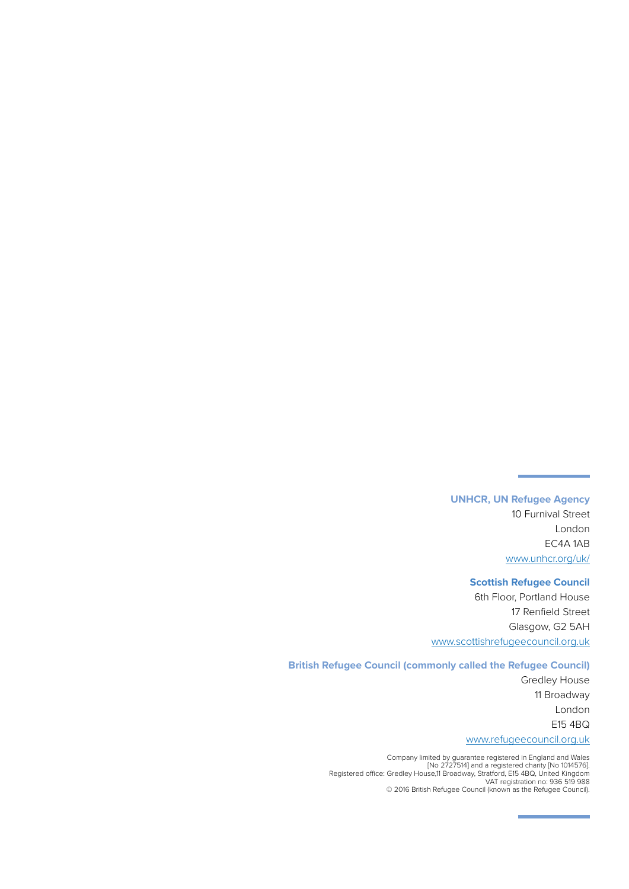**UNHCR, UN Refugee Agency**

10 Furnival Street
London
EC4A 1AB
www.unhcr.org/uk/

**Scottish Refugee Council**

6th Floor, Portland House
17 Renfield Street
Glasgow, G2 5AH
www.scottishrefugeecouncil.org.uk

**British Refugee Council (commonly called the Refugee Council)**

Gredley House
11 Broadway
London
E15 4BQ
www.refugeecouncil.org.uk

Company limited by guarantee registered in England and Wales
[No 2727514] and a registered charity [No 1014576].
Registered office: Gredley House,11 Broadway, Stratford, E15 4BQ, United Kingdom
VAT registration no: 936 519 988
© 2016 British Refugee Council (known as the Refugee Council).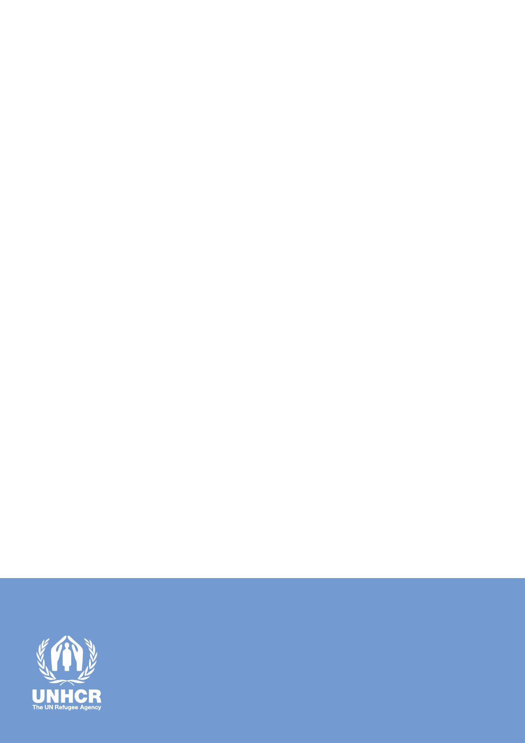UNHCR

The UN Refugee Agency